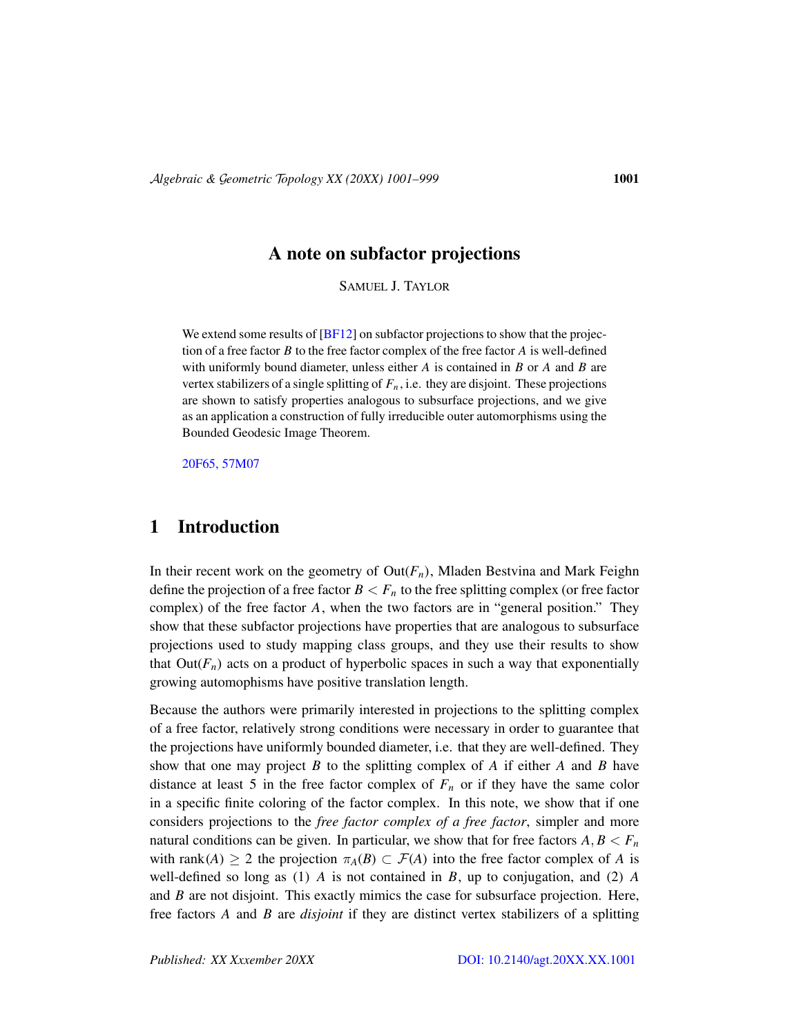# A note on subfactor projections

SAMUEL J. TAYLOR

We extend some results of [BF12] on subfactor projections to show that the projection of a free factor $B$ to the free factor complex of the free factor $A$ is well-defined with uniformly bound diameter, unless either $A$ is contained in $B$ or $A$ and $B$ are vertex stabilizers of a single splitting of $F_n$, i.e. they are disjoint. These projections are shown to satisfy properties analogous to subsurface projections, and we give as an application a construction of fully irreducible outer automorphisms using the Bounded Geodesic Image Theorem.

20F65, 57M07

## 1 Introduction

In their recent work on the geometry of $\mathrm{Out}(F_n)$, Mladen Bestvina and Mark Feighn define the projection of a free factor $B < F_n$ to the free splitting complex (or free factor complex) of the free factor $A$, when the two factors are in "general position." They show that these subfactor projections have properties that are analogous to subsurface projections used to study mapping class groups, and they use their results to show that $\mathrm{Out}(F_n)$ acts on a product of hyperbolic spaces in such a way that exponentially growing automophisms have positive translation length.

Because the authors were primarily interested in projections to the splitting complex of a free factor, relatively strong conditions were necessary in order to guarantee that the projections have uniformly bounded diameter, i.e. that they are well-defined. They show that one may project $B$ to the splitting complex of $A$ if either $A$ and $B$ have distance at least 5 in the free factor complex of $F_n$ or if they have the same color in a specific finite coloring of the factor complex. In this note, we show that if one considers projections to the *free factor complex of a free factor*, simpler and more natural conditions can be given. In particular, we show that for free factors $A, B < F_n$ with $\mathrm{rank}(A) \geq 2$ the projection $\pi_A(B) \subset \mathcal{F}(A)$ into the free factor complex of $A$ is well-defined so long as (1) $A$ is not contained in $B$, up to conjugation, and (2) $A$ and $B$ are not disjoint. This exactly mimics the case for subsurface projection. Here, free factors $A$ and $B$ are *disjoint* if they are distinct vertex stabilizers of a splitting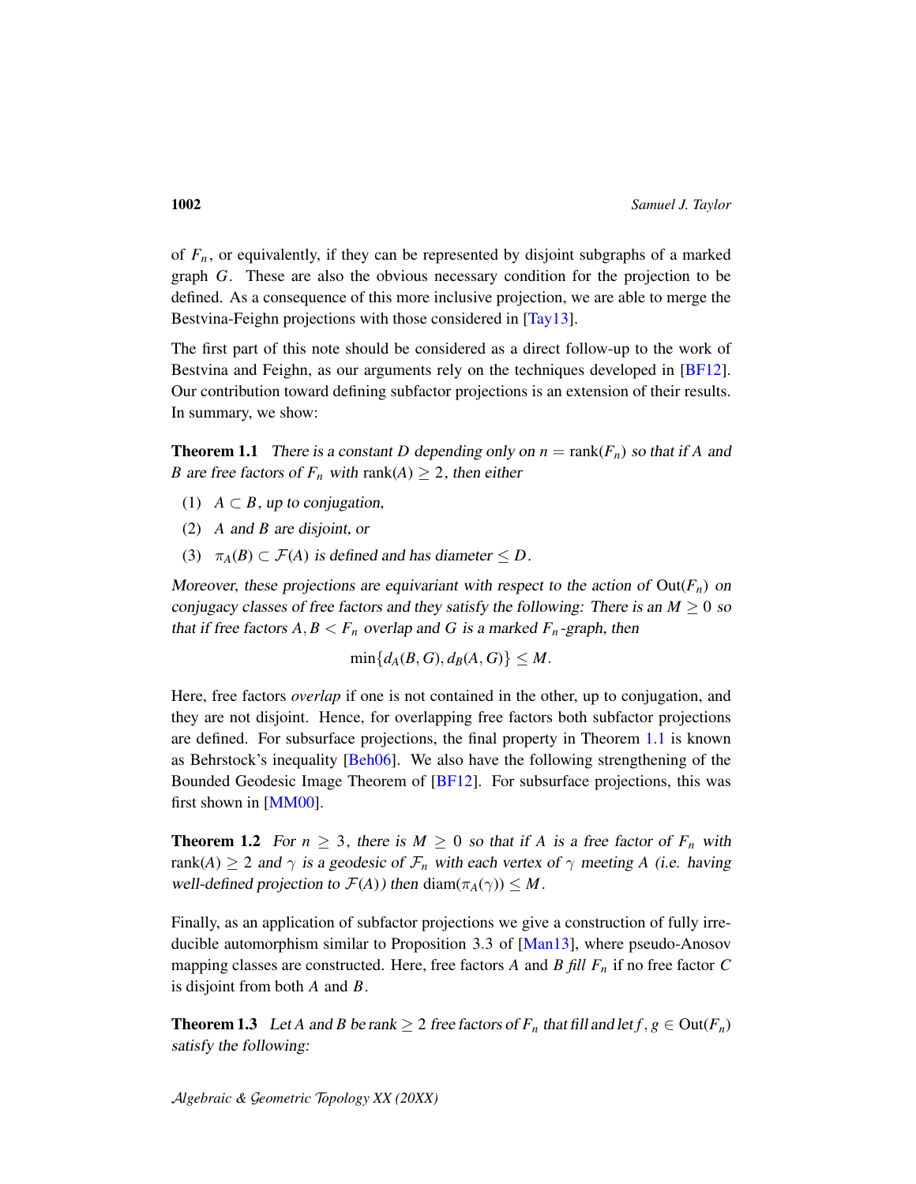of $F_n$, or equivalently, if they can be represented by disjoint subgraphs of a marked graph $G$. These are also the obvious necessary condition for the projection to be defined. As a consequence of this more inclusive projection, we are able to merge the Bestvina-Feighn projections with those considered in [Tay13].

The first part of this note should be considered as a direct follow-up to the work of Bestvina and Feighn, as our arguments rely on the techniques developed in [BF12]. Our contribution toward defining subfactor projections is an extension of their results. In summary, we show:

**Theorem 1.1** *There is a constant $D$ depending only on $n = \mathrm{rank}(F_n)$ so that if $A$ and $B$ are free factors of $F_n$ with $\mathrm{rank}(A) \geq 2$, then either*

1. *$A \subset B$, up to conjugation,*
2. *$A$ and $B$ are disjoint, or*
3. *$\pi_A(B) \subset \mathcal{F}(A)$ is defined and has diameter $\leq D$.*

*Moreover, these projections are equivariant with respect to the action of $\mathrm{Out}(F_n)$ on conjugacy classes of free factors and they satisfy the following: There is an $M \geq 0$ so that if free factors $A, B < F_n$ overlap and $G$ is a marked $F_n$-graph, then*

$$\min\{d_A(B,G), d_B(A,G)\} \leq M.$$

Here, free factors *overlap* if one is not contained in the other, up to conjugation, and they are not disjoint. Hence, for overlapping free factors both subfactor projections are defined. For subsurface projections, the final property in Theorem 1.1 is known as Behrstock's inequality [Beh06]. We also have the following strengthening of the Bounded Geodesic Image Theorem of [BF12]. For subsurface projections, this was first shown in [MM00].

**Theorem 1.2** *For $n \geq 3$, there is $M \geq 0$ so that if $A$ is a free factor of $F_n$ with $\mathrm{rank}(A) \geq 2$ and $\gamma$ is a geodesic of $\mathcal{F}_n$ with each vertex of $\gamma$ meeting $A$ (i.e. having well-defined projection to $\mathcal{F}(A)$) then $\mathrm{diam}(\pi_A(\gamma)) \leq M$.*

Finally, as an application of subfactor projections we give a construction of fully irreducible automorphism similar to Proposition 3.3 of [Man13], where pseudo-Anosov mapping classes are constructed. Here, free factors $A$ and $B$ *fill* $F_n$ if no free factor $C$ is disjoint from both $A$ and $B$.

**Theorem 1.3** *Let $A$ and $B$ be rank $\geq 2$ free factors of $F_n$ that fill and let $f, g \in \mathrm{Out}(F_n)$ satisfy the following:*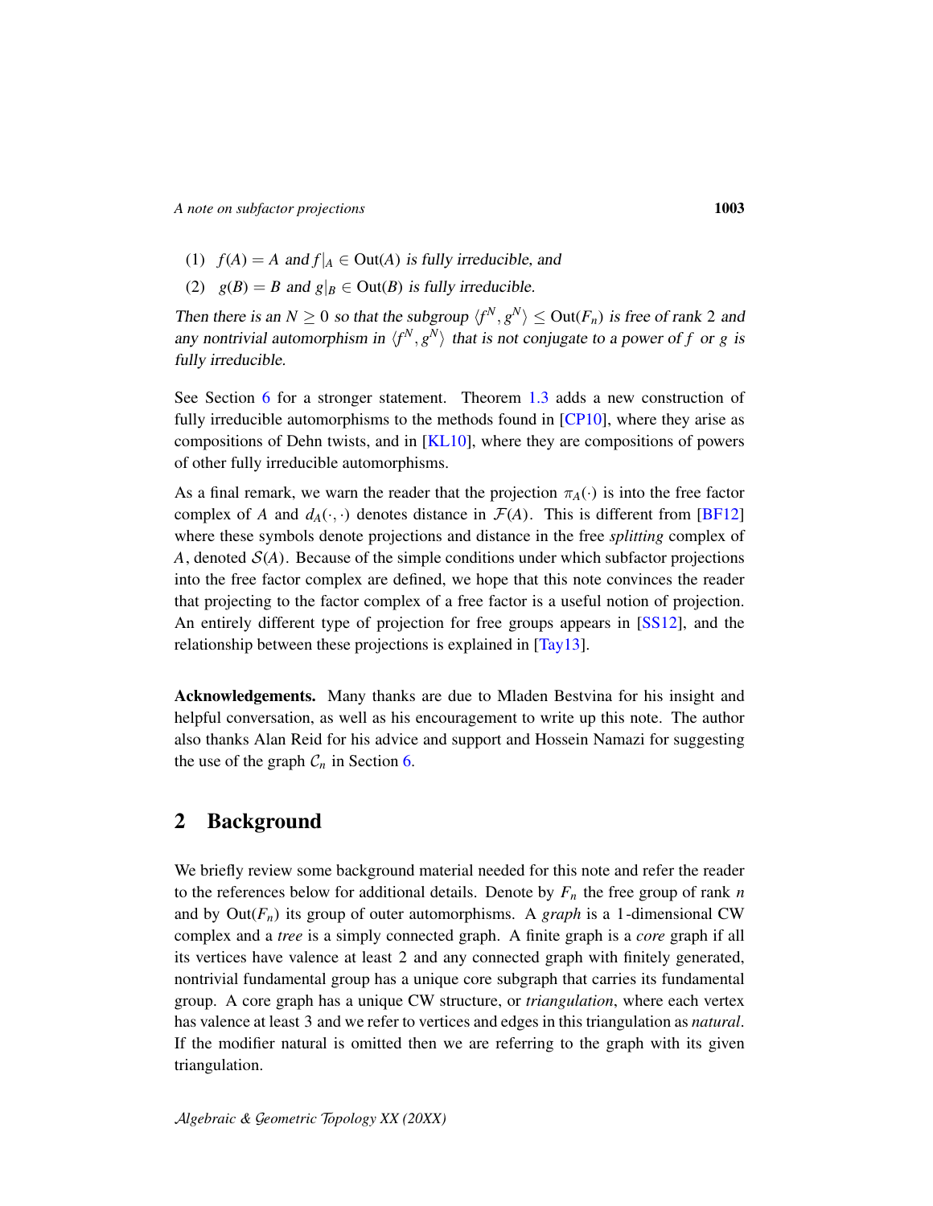(1) $f(A) = A$ and $f|_A \in \mathrm{Out}(A)$ *is fully irreducible, and*

(2) $g(B) = B$ and $g|_B \in \mathrm{Out}(B)$ *is fully irreducible.*

*Then there is an* $N \geq 0$ *so that the subgroup* $\langle f^N, g^N \rangle \leq \mathrm{Out}(F_n)$ *is free of rank* 2 *and any nontrivial automorphism in* $\langle f^N, g^N \rangle$ *that is not conjugate to a power of* $f$ *or* $g$ *is fully irreducible.*

See Section 6 for a stronger statement. Theorem 1.3 adds a new construction of fully irreducible automorphisms to the methods found in [CP10], where they arise as compositions of Dehn twists, and in [KL10], where they are compositions of powers of other fully irreducible automorphisms.

As a final remark, we warn the reader that the projection $\pi_A(\cdot)$ is into the free factor complex of $A$ and $d_A(\cdot,\cdot)$ denotes distance in $\mathcal{F}(A)$. This is different from [BF12] where these symbols denote projections and distance in the free *splitting* complex of $A$, denoted $\mathcal{S}(A)$. Because of the simple conditions under which subfactor projections into the free factor complex are defined, we hope that this note convinces the reader that projecting to the factor complex of a free factor is a useful notion of projection. An entirely different type of projection for free groups appears in [SS12], and the relationship between these projections is explained in [Tay13].

**Acknowledgements.** Many thanks are due to Mladen Bestvina for his insight and helpful conversation, as well as his encouragement to write up this note. The author also thanks Alan Reid for his advice and support and Hossein Namazi for suggesting the use of the graph $\mathcal{C}_n$ in Section 6.

## 2 Background

We briefly review some background material needed for this note and refer the reader to the references below for additional details. Denote by $F_n$ the free group of rank $n$ and by $\mathrm{Out}(F_n)$ its group of outer automorphisms. A *graph* is a 1-dimensional CW complex and a *tree* is a simply connected graph. A finite graph is a *core* graph if all its vertices have valence at least 2 and any connected graph with finitely generated, nontrivial fundamental group has a unique core subgraph that carries its fundamental group. A core graph has a unique CW structure, or *triangulation*, where each vertex has valence at least 3 and we refer to vertices and edges in this triangulation as *natural*. If the modifier natural is omitted then we are referring to the graph with its given triangulation.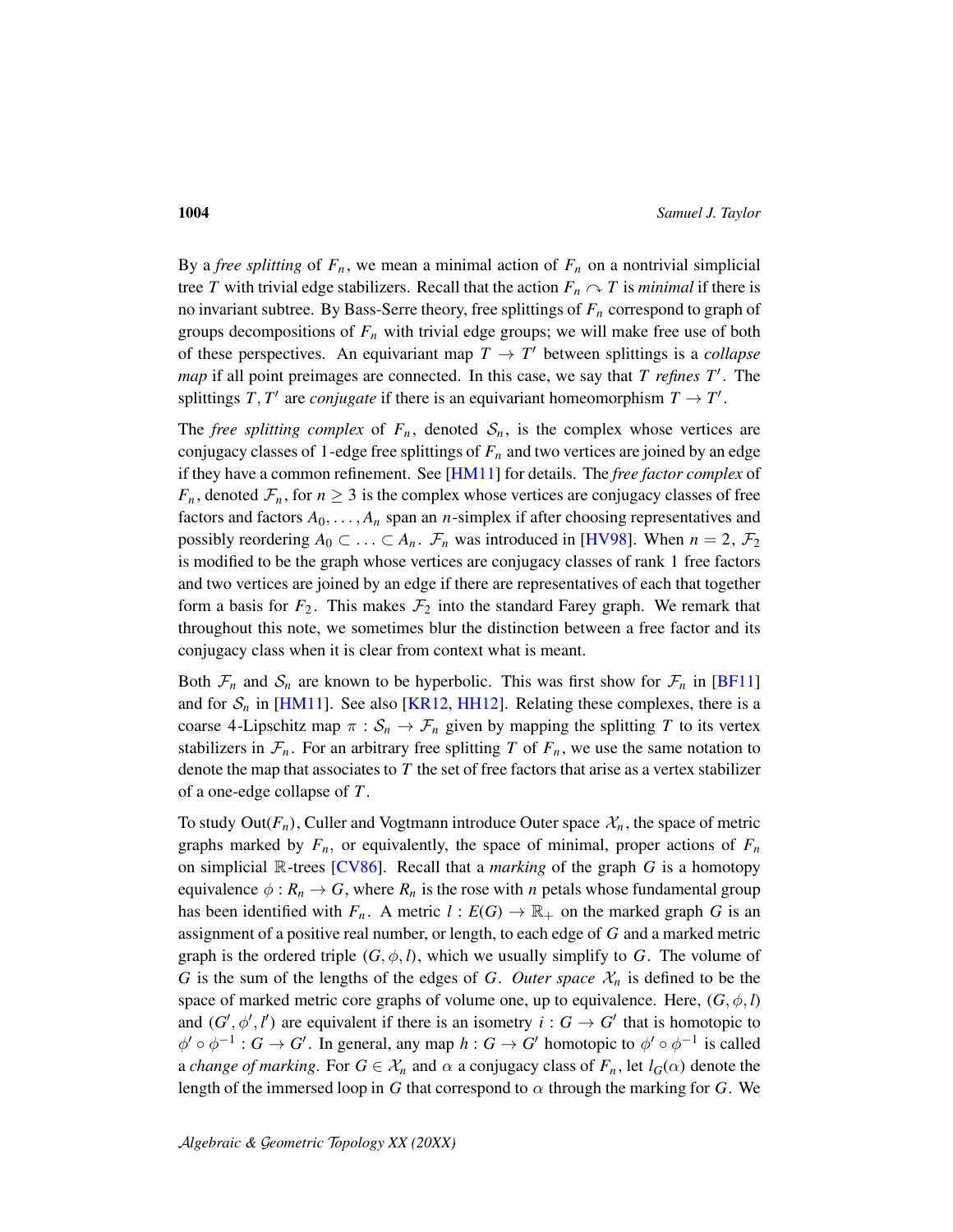By a *free splitting* of $F_n$, we mean a minimal action of $F_n$ on a nontrivial simplicial tree $T$ with trivial edge stabilizers. Recall that the action $F_n \curvearrowright T$ is *minimal* if there is no invariant subtree. By Bass-Serre theory, free splittings of $F_n$ correspond to graph of groups decompositions of $F_n$ with trivial edge groups; we will make free use of both of these perspectives. An equivariant map $T \to T'$ between splittings is a *collapse map* if all point preimages are connected. In this case, we say that $T$ *refines* $T'$. The splittings $T, T'$ are *conjugate* if there is an equivariant homeomorphism $T \to T'$.

The *free splitting complex* of $F_n$, denoted $\mathcal{S}_n$, is the complex whose vertices are conjugacy classes of 1-edge free splittings of $F_n$ and two vertices are joined by an edge if they have a common refinement. See [HM11] for details. The *free factor complex* of $F_n$, denoted $\mathcal{F}_n$, for $n \geq 3$ is the complex whose vertices are conjugacy classes of free factors and factors $A_0, \ldots, A_n$ span an $n$-simplex if after choosing representatives and possibly reordering $A_0 \subset \ldots \subset A_n$. $\mathcal{F}_n$ was introduced in [HV98]. When $n = 2$, $\mathcal{F}_2$ is modified to be the graph whose vertices are conjugacy classes of rank 1 free factors and two vertices are joined by an edge if there are representatives of each that together form a basis for $F_2$. This makes $\mathcal{F}_2$ into the standard Farey graph. We remark that throughout this note, we sometimes blur the distinction between a free factor and its conjugacy class when it is clear from context what is meant.

Both $\mathcal{F}_n$ and $\mathcal{S}_n$ are known to be hyperbolic. This was first show for $\mathcal{F}_n$ in [BF11] and for $\mathcal{S}_n$ in [HM11]. See also [KR12, HH12]. Relating these complexes, there is a coarse 4-Lipschitz map $\pi : \mathcal{S}_n \to \mathcal{F}_n$ given by mapping the splitting $T$ to its vertex stabilizers in $\mathcal{F}_n$. For an arbitrary free splitting $T$ of $F_n$, we use the same notation to denote the map that associates to $T$ the set of free factors that arise as a vertex stabilizer of a one-edge collapse of $T$.

To study $\mathrm{Out}(F_n)$, Culler and Vogtmann introduce Outer space $\mathcal{X}_n$, the space of metric graphs marked by $F_n$, or equivalently, the space of minimal, proper actions of $F_n$ on simplicial $\mathbb{R}$-trees [CV86]. Recall that a *marking* of the graph $G$ is a homotopy equivalence $\phi : R_n \to G$, where $R_n$ is the rose with $n$ petals whose fundamental group has been identified with $F_n$. A metric $l : E(G) \to \mathbb{R}_+$ on the marked graph $G$ is an assignment of a positive real number, or length, to each edge of $G$ and a marked metric graph is the ordered triple $(G, \phi, l)$, which we usually simplify to $G$. The volume of $G$ is the sum of the lengths of the edges of $G$. *Outer space* $\mathcal{X}_n$ is defined to be the space of marked metric core graphs of volume one, up to equivalence. Here, $(G, \phi, l)$ and $(G', \phi', l')$ are equivalent if there is an isometry $i : G \to G'$ that is homotopic to $\phi' \circ \phi^{-1} : G \to G'$. In general, any map $h : G \to G'$ homotopic to $\phi' \circ \phi^{-1}$ is called a *change of marking*. For $G \in \mathcal{X}_n$ and $\alpha$ a conjugacy class of $F_n$, let $l_G(\alpha)$ denote the length of the immersed loop in $G$ that correspond to $\alpha$ through the marking for $G$. We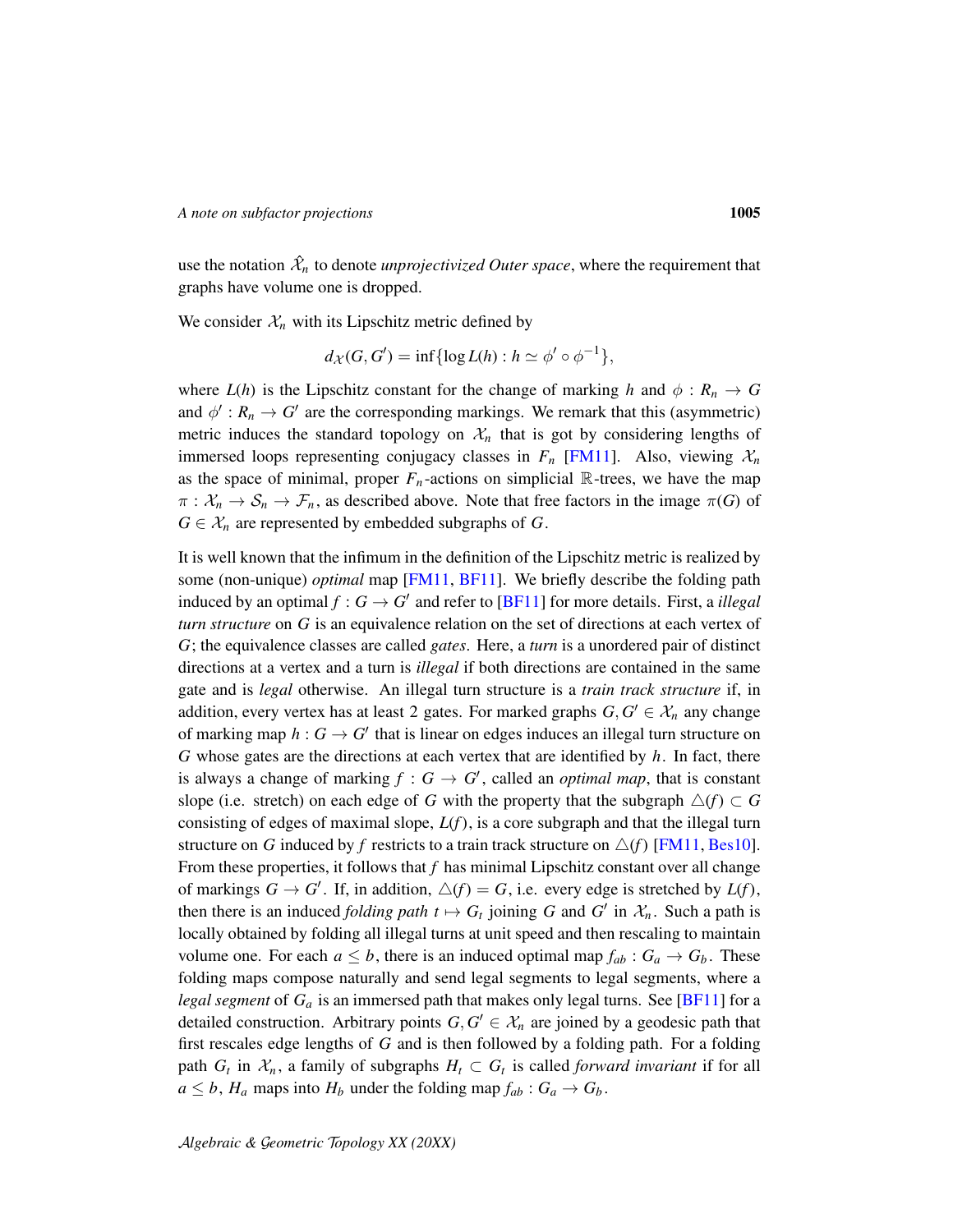use the notation $\hat{\mathcal{X}}_n$ to denote *unprojectivized Outer space*, where the requirement that graphs have volume one is dropped.

We consider $\mathcal{X}_n$ with its Lipschitz metric defined by

$$d_{\mathcal{X}}(G, G') = \inf\{\log L(h) : h \simeq \phi' \circ \phi^{-1}\},$$

where $L(h)$ is the Lipschitz constant for the change of marking $h$ and $\phi : R_n \to G$ and $\phi' : R_n \to G'$ are the corresponding markings. We remark that this (asymmetric) metric induces the standard topology on $\mathcal{X}_n$ that is got by considering lengths of immersed loops representing conjugacy classes in $F_n$ [FM11]. Also, viewing $\mathcal{X}_n$ as the space of minimal, proper $F_n$-actions on simplicial $\mathbb{R}$-trees, we have the map $\pi : \mathcal{X}_n \to \mathcal{S}_n \to \mathcal{F}_n$, as described above. Note that free factors in the image $\pi(G)$ of $G \in \mathcal{X}_n$ are represented by embedded subgraphs of $G$.

It is well known that the infimum in the definition of the Lipschitz metric is realized by some (non-unique) *optimal* map [FM11, BF11]. We briefly describe the folding path induced by an optimal $f : G \to G'$ and refer to [BF11] for more details. First, a *illegal turn structure* on $G$ is an equivalence relation on the set of directions at each vertex of $G$; the equivalence classes are called *gates*. Here, a *turn* is a unordered pair of distinct directions at a vertex and a turn is *illegal* if both directions are contained in the same gate and is *legal* otherwise. An illegal turn structure is a *train track structure* if, in addition, every vertex has at least 2 gates. For marked graphs $G, G' \in \mathcal{X}_n$ any change of marking map $h : G \to G'$ that is linear on edges induces an illegal turn structure on $G$ whose gates are the directions at each vertex that are identified by $h$. In fact, there is always a change of marking $f : G \to G'$, called an *optimal map*, that is constant slope (i.e. stretch) on each edge of $G$ with the property that the subgraph $\triangle(f) \subset G$ consisting of edges of maximal slope, $L(f)$, is a core subgraph and that the illegal turn structure on $G$ induced by $f$ restricts to a train track structure on $\triangle(f)$ [FM11, Bes10]. From these properties, it follows that $f$ has minimal Lipschitz constant over all change of markings $G \to G'$. If, in addition, $\triangle(f) = G$, i.e. every edge is stretched by $L(f)$, then there is an induced *folding path* $t \mapsto G_t$ joining $G$ and $G'$ in $\mathcal{X}_n$. Such a path is locally obtained by folding all illegal turns at unit speed and then rescaling to maintain volume one. For each $a \leq b$, there is an induced optimal map $f_{ab} : G_a \to G_b$. These folding maps compose naturally and send legal segments to legal segments, where a *legal segment* of $G_a$ is an immersed path that makes only legal turns. See [BF11] for a detailed construction. Arbitrary points $G, G' \in \mathcal{X}_n$ are joined by a geodesic path that first rescales edge lengths of $G$ and is then followed by a folding path. For a folding path $G_t$ in $\mathcal{X}_n$, a family of subgraphs $H_t \subset G_t$ is called *forward invariant* if for all $a \leq b$, $H_a$ maps into $H_b$ under the folding map $f_{ab} : G_a \to G_b$.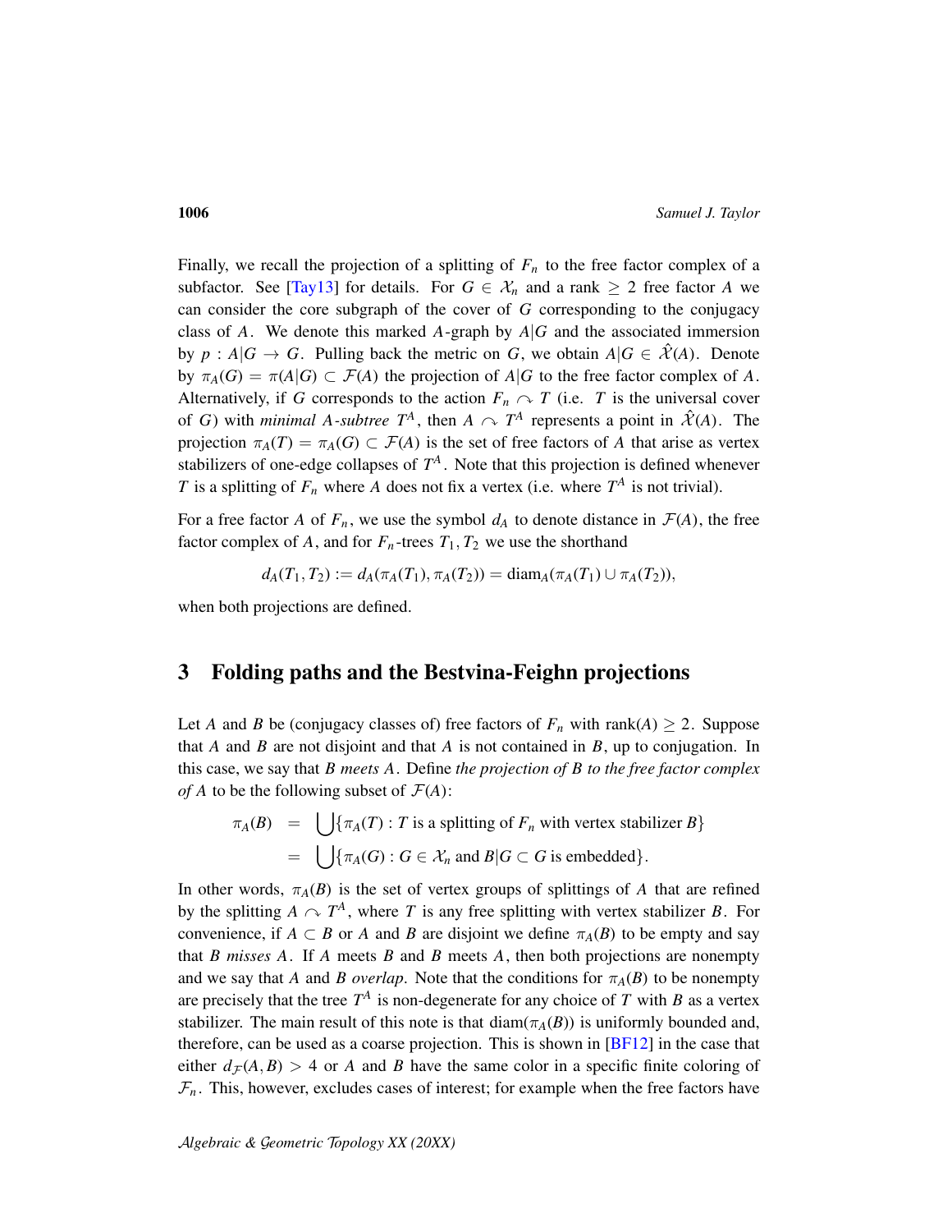Finally, we recall the projection of a splitting of $F_n$ to the free factor complex of a subfactor. See [Tay13] for details. For $G \in \mathcal{X}_n$ and a rank $\geq 2$ free factor $A$ we can consider the core subgraph of the cover of $G$ corresponding to the conjugacy class of $A$. We denote this marked $A$-graph by $A|G$ and the associated immersion by $p : A|G \to G$. Pulling back the metric on $G$, we obtain $A|G \in \hat{\mathcal{X}}(A)$. Denote by $\pi_A(G) = \pi(A|G) \subset \mathcal{F}(A)$ the projection of $A|G$ to the free factor complex of $A$. Alternatively, if $G$ corresponds to the action $F_n \curvearrowright T$ (i.e. $T$ is the universal cover of $G$) with *minimal $A$-subtree* $T^A$, then $A \curvearrowright T^A$ represents a point in $\hat{\mathcal{X}}(A)$. The projection $\pi_A(T) = \pi_A(G) \subset \mathcal{F}(A)$ is the set of free factors of $A$ that arise as vertex stabilizers of one-edge collapses of $T^A$. Note that this projection is defined whenever $T$ is a splitting of $F_n$ where $A$ does not fix a vertex (i.e. where $T^A$ is not trivial).

For a free factor $A$ of $F_n$, we use the symbol $d_A$ to denote distance in $\mathcal{F}(A)$, the free factor complex of $A$, and for $F_n$-trees $T_1, T_2$ we use the shorthand

$$d_A(T_1, T_2) := d_A(\pi_A(T_1), \pi_A(T_2)) = \mathrm{diam}_A(\pi_A(T_1) \cup \pi_A(T_2)),$$

when both projections are defined.

## 3 Folding paths and the Bestvina-Feighn projections

Let $A$ and $B$ be (conjugacy classes of) free factors of $F_n$ with $\mathrm{rank}(A) \geq 2$. Suppose that $A$ and $B$ are not disjoint and that $A$ is not contained in $B$, up to conjugation. In this case, we say that *$B$ meets $A$*. Define *the projection of $B$ to the free factor complex of $A$* to be the following subset of $\mathcal{F}(A)$:

$$\begin{aligned} \pi_A(B) &= \bigcup \{\pi_A(T) : T \text{ is a splitting of } F_n \text{ with vertex stabilizer } B\} \\ &= \bigcup \{\pi_A(G) : G \in \mathcal{X}_n \text{ and } B|G \subset G \text{ is embedded}\}. \end{aligned}$$

In other words, $\pi_A(B)$ is the set of vertex groups of splittings of $A$ that are refined by the splitting $A \curvearrowright T^A$, where $T$ is any free splitting with vertex stabilizer $B$. For convenience, if $A \subset B$ or $A$ and $B$ are disjoint we define $\pi_A(B)$ to be empty and say that *$B$ misses $A$*. If $A$ meets $B$ and $B$ meets $A$, then both projections are nonempty and we say that $A$ and $B$ *overlap*. Note that the conditions for $\pi_A(B)$ to be nonempty are precisely that the tree $T^A$ is non-degenerate for any choice of $T$ with $B$ as a vertex stabilizer. The main result of this note is that $\mathrm{diam}(\pi_A(B))$ is uniformly bounded and, therefore, can be used as a coarse projection. This is shown in [BF12] in the case that either $d_{\mathcal{F}}(A, B) > 4$ or $A$ and $B$ have the same color in a specific finite coloring of $\mathcal{F}_n$. This, however, excludes cases of interest; for example when the free factors have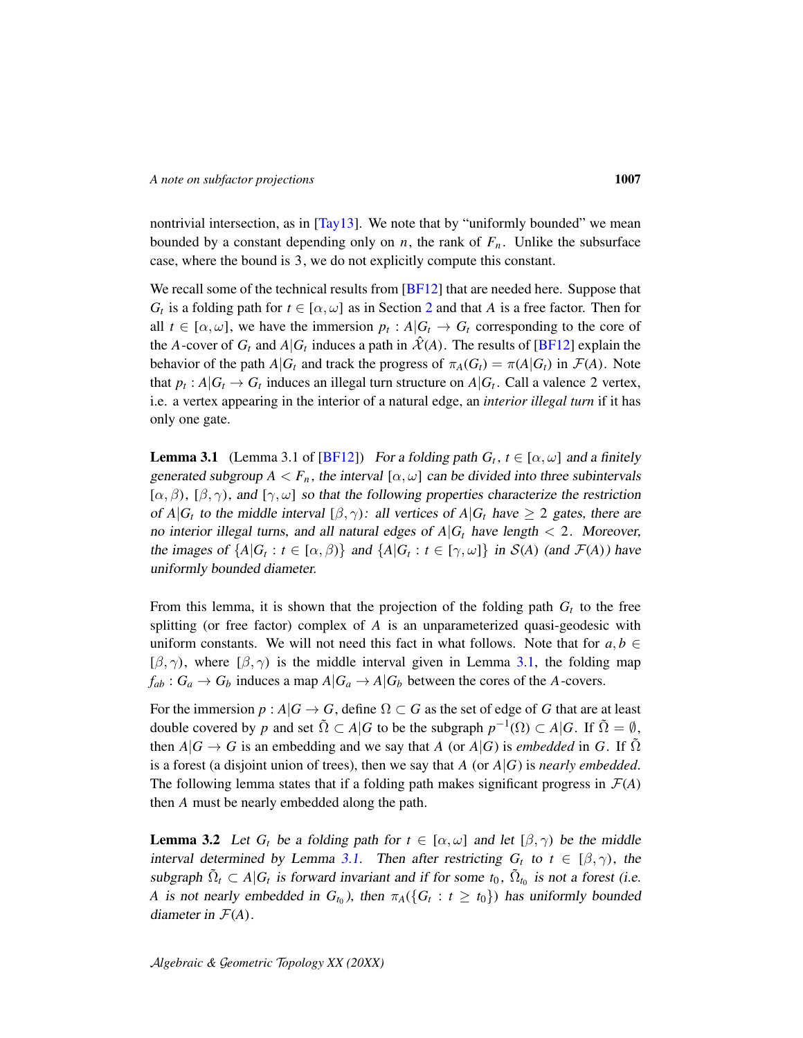nontrivial intersection, as in [Tay13]. We note that by "uniformly bounded" we mean bounded by a constant depending only on $n$, the rank of $F_n$. Unlike the subsurface case, where the bound is 3, we do not explicitly compute this constant.

We recall some of the technical results from [BF12] that are needed here. Suppose that $G_t$ is a folding path for $t \in [\alpha, \omega]$ as in Section 2 and that $A$ is a free factor. Then for all $t \in [\alpha, \omega]$, we have the immersion $p_t : A|G_t \to G_t$ corresponding to the core of the $A$-cover of $G_t$ and $A|G_t$ induces a path in $\hat{\mathcal{X}}(A)$. The results of [BF12] explain the behavior of the path $A|G_t$ and track the progress of $\pi_A(G_t) = \pi(A|G_t)$ in $\mathcal{F}(A)$. Note that $p_t : A|G_t \to G_t$ induces an illegal turn structure on $A|G_t$. Call a valence 2 vertex, i.e. a vertex appearing in the interior of a natural edge, an *interior illegal turn* if it has only one gate.

**Lemma 3.1** (Lemma 3.1 of [BF12]) *For a folding path $G_t$, $t \in [\alpha, \omega]$ and a finitely generated subgroup $A < F_n$, the interval $[\alpha, \omega]$ can be divided into three subintervals $[\alpha, \beta)$, $[\beta, \gamma)$, and $[\gamma, \omega]$ so that the following properties characterize the restriction of $A|G_t$ to the middle interval $[\beta, \gamma)$: all vertices of $A|G_t$ have $\geq 2$ gates, there are no interior illegal turns, and all natural edges of $A|G_t$ have length $< 2$. Moreover, the images of $\{A|G_t : t \in [\alpha, \beta)\}$ and $\{A|G_t : t \in [\gamma, \omega]\}$ in $\mathcal{S}(A)$ (and $\mathcal{F}(A)$) have uniformly bounded diameter.*

From this lemma, it is shown that the projection of the folding path $G_t$ to the free splitting (or free factor) complex of $A$ is an unparameterized quasi-geodesic with uniform constants. We will not need this fact in what follows. Note that for $a, b \in [\beta, \gamma)$, where $[\beta, \gamma)$ is the middle interval given in Lemma 3.1, the folding map $f_{ab} : G_a \to G_b$ induces a map $A|G_a \to A|G_b$ between the cores of the $A$-covers.

For the immersion $p : A|G \to G$, define $\Omega \subset G$ as the set of edge of $G$ that are at least double covered by $p$ and set $\tilde{\Omega} \subset A|G$ to be the subgraph $p^{-1}(\Omega) \subset A|G$. If $\tilde{\Omega} = \emptyset$, then $A|G \to G$ is an embedding and we say that $A$ (or $A|G$) is *embedded* in $G$. If $\tilde{\Omega}$ is a forest (a disjoint union of trees), then we say that $A$ (or $A|G$) is *nearly embedded*. The following lemma states that if a folding path makes significant progress in $\mathcal{F}(A)$ then $A$ must be nearly embedded along the path.

**Lemma 3.2** *Let $G_t$ be a folding path for $t \in [\alpha, \omega]$ and let $[\beta, \gamma)$ be the middle interval determined by Lemma 3.1. Then after restricting $G_t$ to $t \in [\beta, \gamma)$, the subgraph $\tilde{\Omega}_t \subset A|G_t$ is forward invariant and if for some $t_0$, $\tilde{\Omega}_{t_0}$ is not a forest (i.e. $A$ is not nearly embedded in $G_{t_0}$), then $\pi_A(\{G_t : t \geq t_0\})$ has uniformly bounded diameter in $\mathcal{F}(A)$.*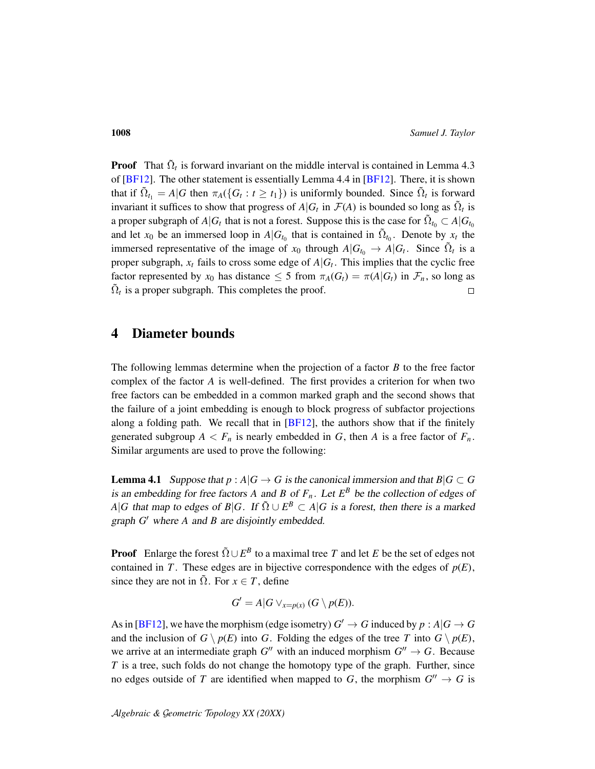**Proof** That $\tilde{\Omega}_t$ is forward invariant on the middle interval is contained in Lemma 4.3 of [BF12]. The other statement is essentially Lemma 4.4 in [BF12]. There, it is shown that if $\tilde{\Omega}_{t_1} = A|G$ then $\pi_A(\{G_t : t \geq t_1\})$ is uniformly bounded. Since $\tilde{\Omega}_t$ is forward invariant it suffices to show that progress of $A|G_t$ in $\mathcal{F}(A)$ is bounded so long as $\tilde{\Omega}_t$ is a proper subgraph of $A|G_t$ that is not a forest. Suppose this is the case for $\tilde{\Omega}_{t_0} \subset A|G_{t_0}$ and let $x_0$ be an immersed loop in $A|G_{t_0}$ that is contained in $\tilde{\Omega}_{t_0}$. Denote by $x_t$ the immersed representative of the image of $x_0$ through $A|G_{t_0} \to A|G_t$. Since $\tilde{\Omega}_t$ is a proper subgraph, $x_t$ fails to cross some edge of $A|G_t$. This implies that the cyclic free factor represented by $x_0$ has distance $\leq 5$ from $\pi_A(G_t) = \pi(A|G_t)$ in $\mathcal{F}_n$, so long as $\tilde{\Omega}_t$ is a proper subgraph. This completes the proof. □

## 4 Diameter bounds

The following lemmas determine when the projection of a factor $B$ to the free factor complex of the factor $A$ is well-defined. The first provides a criterion for when two free factors can be embedded in a common marked graph and the second shows that the failure of a joint embedding is enough to block progress of subfactor projections along a folding path. We recall that in [BF12], the authors show that if the finitely generated subgroup $A < F_n$ is nearly embedded in $G$, then $A$ is a free factor of $F_n$. Similar arguments are used to prove the following:

**Lemma 4.1** *Suppose that $p : A|G \to G$ is the canonical immersion and that $B|G \subset G$ is an embedding for free factors $A$ and $B$ of $F_n$. Let $E^B$ be the collection of edges of $A|G$ that map to edges of $B|G$. If $\tilde{\Omega} \cup E^B \subset A|G$ is a forest, then there is a marked graph $G'$ where $A$ and $B$ are disjointly embedded.*

**Proof** Enlarge the forest $\tilde{\Omega} \cup E^B$ to a maximal tree $T$ and let $E$ be the set of edges not contained in $T$. These edges are in bijective correspondence with the edges of $p(E)$, since they are not in $\tilde{\Omega}$. For $x \in T$, define

$$G' = A|G \vee_{x=p(x)} (G \setminus p(E)).$$

As in [BF12], we have the morphism (edge isometry) $G' \to G$ induced by $p : A|G \to G$ and the inclusion of $G \setminus p(E)$ into $G$. Folding the edges of the tree $T$ into $G \setminus p(E)$, we arrive at an intermediate graph $G''$ with an induced morphism $G'' \to G$. Because $T$ is a tree, such folds do not change the homotopy type of the graph. Further, since no edges outside of $T$ are identified when mapped to $G$, the morphism $G'' \to G$ is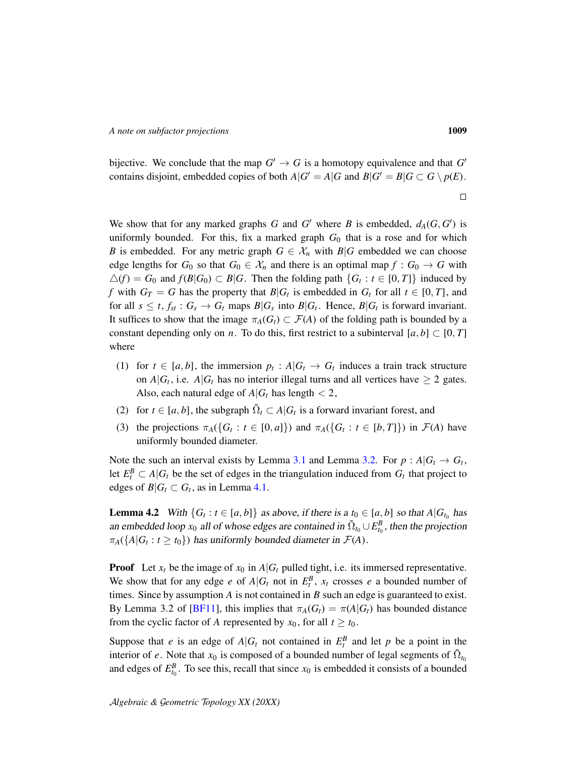bijective. We conclude that the map $G' \to G$ is a homotopy equivalence and that $G'$ contains disjoint, embedded copies of both $A|G' = A|G$ and $B|G' = B|G \subset G \setminus p(E)$.

$\square$

We show that for any marked graphs $G$ and $G'$ where $B$ is embedded, $d_A(G, G')$ is uniformly bounded. For this, fix a marked graph $G_0$ that is a rose and for which $B$ is embedded. For any metric graph $G \in \mathcal{X}_n$ with $B|G$ embedded we can choose edge lengths for $G_0$ so that $G_0 \in \mathcal{X}_n$ and there is an optimal map $f : G_0 \to G$ with $\triangle(f) = G_0$ and $f(B|G_0) \subset B|G$. Then the folding path $\{G_t : t \in [0, T]\}$ induced by $f$ with $G_T = G$ has the property that $B|G_t$ is embedded in $G_t$ for all $t \in [0, T]$, and for all $s \leq t$, $f_{st} : G_s \to G_t$ maps $B|G_s$ into $B|G_t$. Hence, $B|G_t$ is forward invariant. It suffices to show that the image $\pi_A(G_t) \subset \mathcal{F}(A)$ of the folding path is bounded by a constant depending only on $n$. To do this, first restrict to a subinterval $[a, b] \subset [0, T]$ where

1. for $t \in [a, b]$, the immersion $p_t : A|G_t \to G_t$ induces a train track structure on $A|G_t$, i.e. $A|G_t$ has no interior illegal turns and all vertices have $\geq 2$ gates. Also, each natural edge of $A|G_t$ has length $< 2$,
2. for $t \in [a, b]$, the subgraph $\tilde{\Omega}_t \subset A|G_t$ is a forward invariant forest, and
3. the projections $\pi_A(\{G_t : t \in [0, a]\})$ and $\pi_A(\{G_t : t \in [b, T]\})$ in $\mathcal{F}(A)$ have uniformly bounded diameter.

Note the such an interval exists by Lemma 3.1 and Lemma 3.2. For $p : A|G_t \to G_t$, let $E^B_t \subset A|G_t$ be the set of edges in the triangulation induced from $G_t$ that project to edges of $B|G_t \subset G_t$, as in Lemma 4.1.

**Lemma 4.2** *With $\{G_t : t \in [a, b]\}$ as above, if there is a $t_0 \in [a, b]$ so that $A|G_{t_0}$ has an embedded loop $x_0$ all of whose edges are contained in $\tilde{\Omega}_{t_0} \cup E^B_{t_0}$, then the projection $\pi_A(\{A|G_t : t \geq t_0\})$ has uniformly bounded diameter in $\mathcal{F}(A)$.*

**Proof** Let $x_t$ be the image of $x_0$ in $A|G_t$ pulled tight, i.e. its immersed representative. We show that for any edge $e$ of $A|G_t$ not in $E^B_t$, $x_t$ crosses $e$ a bounded number of times. Since by assumption $A$ is not contained in $B$ such an edge is guaranteed to exist. By Lemma 3.2 of [BF11], this implies that $\pi_A(G_t) = \pi(A|G_t)$ has bounded distance from the cyclic factor of $A$ represented by $x_0$, for all $t \geq t_0$.

Suppose that $e$ is an edge of $A|G_t$ not contained in $E^B_t$ and let $p$ be a point in the interior of $e$. Note that $x_0$ is composed of a bounded number of legal segments of $\tilde{\Omega}_{t_0}$ and edges of $E^B_{t_0}$. To see this, recall that since $x_0$ is embedded it consists of a bounded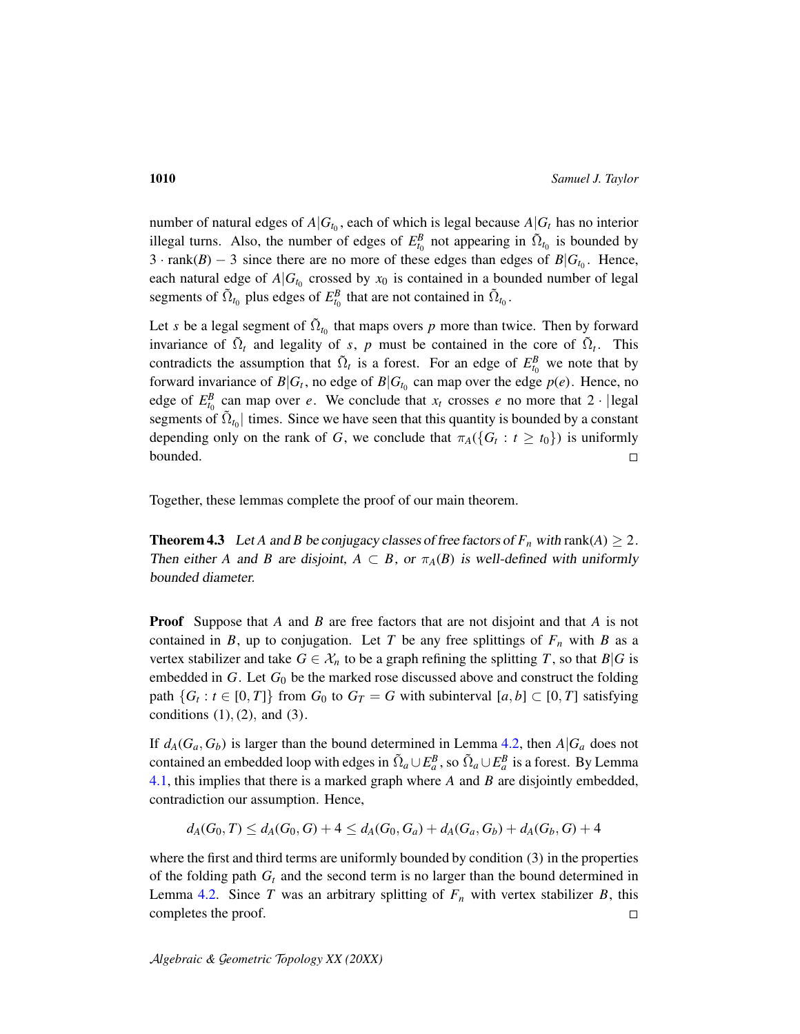number of natural edges of $A|G_{t_0}$, each of which is legal because $A|G_t$ has no interior illegal turns. Also, the number of edges of $E^B_{t_0}$ not appearing in $\tilde{\Omega}_{t_0}$ is bounded by $3 \cdot \text{rank}(B) - 3$ since there are no more of these edges than edges of $B|G_{t_0}$. Hence, each natural edge of $A|G_{t_0}$ crossed by $x_0$ is contained in a bounded number of legal segments of $\tilde{\Omega}_{t_0}$ plus edges of $E^B_{t_0}$ that are not contained in $\tilde{\Omega}_{t_0}$.

Let $s$ be a legal segment of $\tilde{\Omega}_{t_0}$ that maps overs $p$ more than twice. Then by forward invariance of $\tilde{\Omega}_t$ and legality of $s$, $p$ must be contained in the core of $\tilde{\Omega}_t$. This contradicts the assumption that $\tilde{\Omega}_t$ is a forest. For an edge of $E^B_{t_0}$ we note that by forward invariance of $B|G_t$, no edge of $B|G_{t_0}$ can map over the edge $p(e)$. Hence, no edge of $E^B_{t_0}$ can map over $e$. We conclude that $x_t$ crosses $e$ no more that $2 \cdot |\text{legal segments of } \tilde{\Omega}_{t_0}|$ times. Since we have seen that this quantity is bounded by a constant depending only on the rank of $G$, we conclude that $\pi_A(\{G_t : t \geq t_0\})$ is uniformly bounded. $\square$

Together, these lemmas complete the proof of our main theorem.

**Theorem 4.3** *Let $A$ and $B$ be conjugacy classes of free factors of $F_n$ with $\text{rank}(A) \geq 2$. Then either $A$ and $B$ are disjoint, $A \subset B$, or $\pi_A(B)$ is well-defined with uniformly bounded diameter.*

**Proof** Suppose that $A$ and $B$ are free factors that are not disjoint and that $A$ is not contained in $B$, up to conjugation. Let $T$ be any free splittings of $F_n$ with $B$ as a vertex stabilizer and take $G \in \mathcal{X}_n$ to be a graph refining the splitting $T$, so that $B|G$ is embedded in $G$. Let $G_0$ be the marked rose discussed above and construct the folding path $\{G_t : t \in [0,T]\}$ from $G_0$ to $G_T = G$ with subinterval $[a,b] \subset [0,T]$ satisfying conditions $(1), (2)$, and $(3)$.

If $d_A(G_a, G_b)$ is larger than the bound determined in Lemma 4.2, then $A|G_a$ does not contained an embedded loop with edges in $\tilde{\Omega}_a \cup E^B_a$, so $\tilde{\Omega}_a \cup E^B_a$ is a forest. By Lemma 4.1, this implies that there is a marked graph where $A$ and $B$ are disjointly embedded, contradiction our assumption. Hence,

$$d_A(G_0, T) \leq d_A(G_0, G) + 4 \leq d_A(G_0, G_a) + d_A(G_a, G_b) + d_A(G_b, G) + 4$$

where the first and third terms are uniformly bounded by condition (3) in the properties of the folding path $G_t$ and the second term is no larger than the bound determined in Lemma 4.2. Since $T$ was an arbitrary splitting of $F_n$ with vertex stabilizer $B$, this completes the proof. $\square$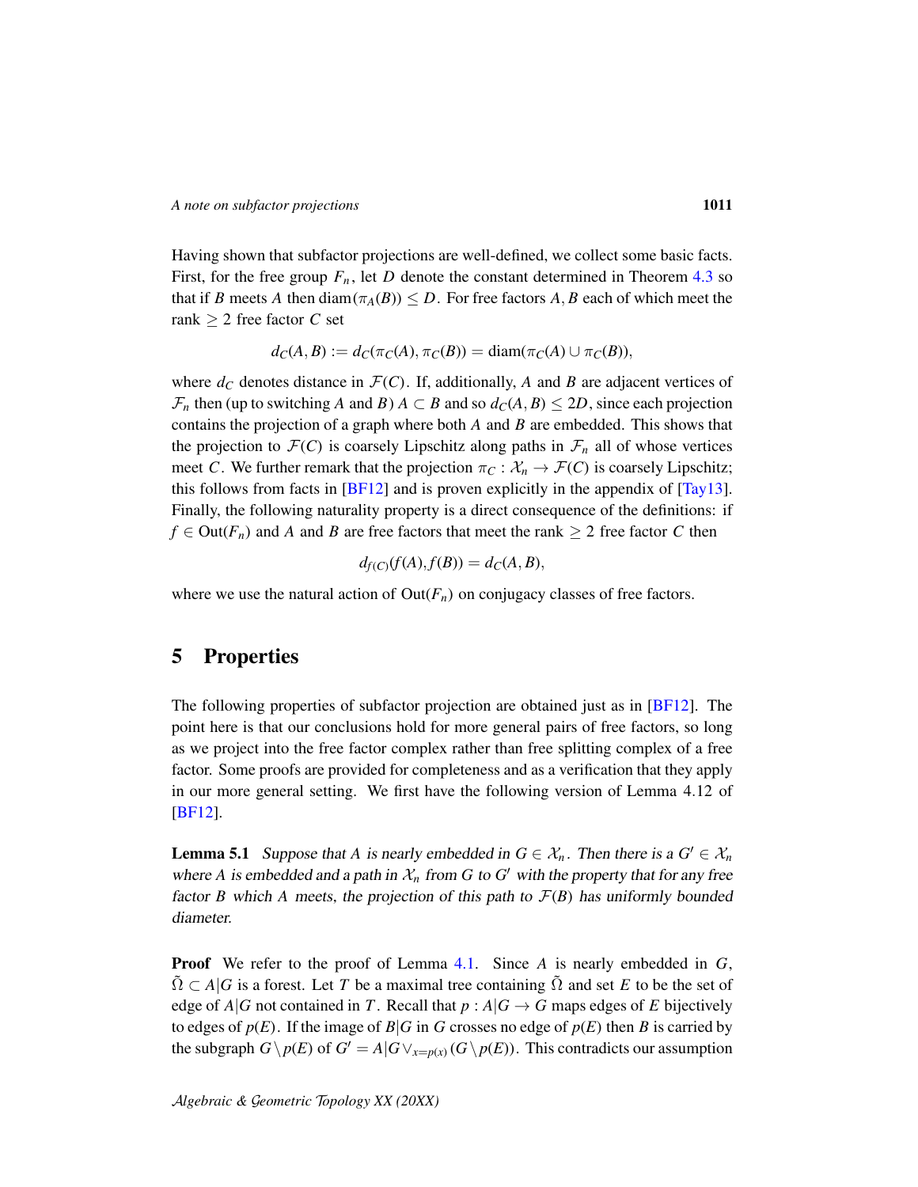Having shown that subfactor projections are well-defined, we collect some basic facts. First, for the free group $F_n$, let $D$ denote the constant determined in Theorem 4.3 so that if $B$ meets $A$ then $\mathrm{diam}(\pi_A(B)) \le D$. For free factors $A, B$ each of which meet the rank $\geq 2$ free factor $C$ set

$$d_C(A,B) := d_C(\pi_C(A), \pi_C(B)) = \mathrm{diam}(\pi_C(A) \cup \pi_C(B)),$$

where $d_C$ denotes distance in $\mathcal{F}(C)$. If, additionally, $A$ and $B$ are adjacent vertices of $\mathcal{F}_n$ then (up to switching $A$ and $B$) $A \subset B$ and so $d_C(A,B) \le 2D$, since each projection contains the projection of a graph where both $A$ and $B$ are embedded. This shows that the projection to $\mathcal{F}(C)$ is coarsely Lipschitz along paths in $\mathcal{F}_n$ all of whose vertices meet $C$. We further remark that the projection $\pi_C : \mathcal{X}_n \to \mathcal{F}(C)$ is coarsely Lipschitz; this follows from facts in [BF12] and is proven explicitly in the appendix of [Tay13]. Finally, the following naturality property is a direct consequence of the definitions: if $f \in \mathrm{Out}(F_n)$ and $A$ and $B$ are free factors that meet the rank $\geq 2$ free factor $C$ then

$$d_{f(C)}(f(A), f(B)) = d_C(A,B),$$

where we use the natural action of $\mathrm{Out}(F_n)$ on conjugacy classes of free factors.

## 5 Properties

The following properties of subfactor projection are obtained just as in [BF12]. The point here is that our conclusions hold for more general pairs of free factors, so long as we project into the free factor complex rather than free splitting complex of a free factor. Some proofs are provided for completeness and as a verification that they apply in our more general setting. We first have the following version of Lemma 4.12 of [BF12].

**Lemma 5.1** *Suppose that $A$ is nearly embedded in $G \in \mathcal{X}_n$. Then there is a $G' \in \mathcal{X}_n$ where $A$ is embedded and a path in $\mathcal{X}_n$ from $G$ to $G'$ with the property that for any free factor $B$ which $A$ meets, the projection of this path to $\mathcal{F}(B)$ has uniformly bounded diameter.*

**Proof** We refer to the proof of Lemma 4.1. Since $A$ is nearly embedded in $G$, $\tilde{\Omega} \subset A|G$ is a forest. Let $T$ be a maximal tree containing $\tilde{\Omega}$ and set $E$ to be the set of edge of $A|G$ not contained in $T$. Recall that $p : A|G \to G$ maps edges of $E$ bijectively to edges of $p(E)$. If the image of $B|G$ in $G$ crosses no edge of $p(E)$ then $B$ is carried by the subgraph $G \setminus p(E)$ of $G' = A|G \vee_{x=p(x)} (G \setminus p(E))$. This contradicts our assumption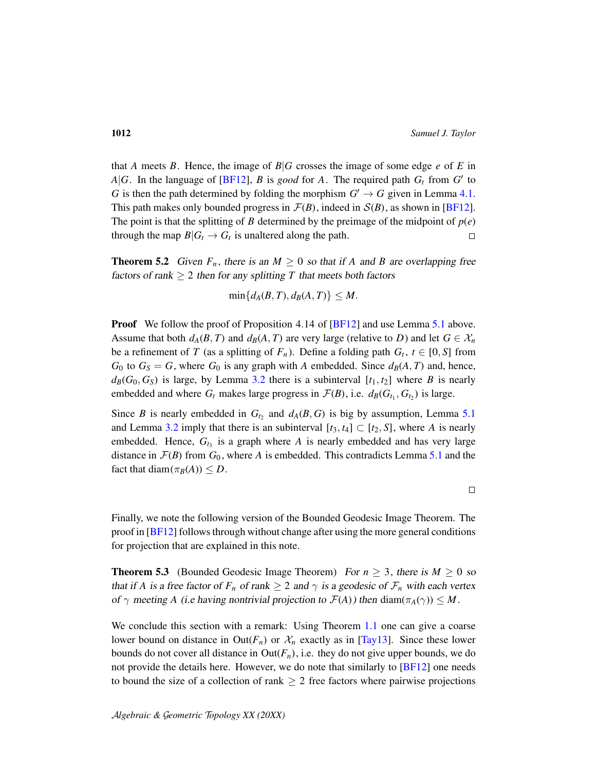that $A$ meets $B$. Hence, the image of $B|G$ crosses the image of some edge $e$ of $E$ in $A|G$. In the language of [BF12], $B$ is *good* for $A$. The required path $G_t$ from $G'$ to $G$ is then the path determined by folding the morphism $G' \to G$ given in Lemma 4.1. This path makes only bounded progress in $\mathcal{F}(B)$, indeed in $\mathcal{S}(B)$, as shown in [BF12]. The point is that the splitting of $B$ determined by the preimage of the midpoint of $p(e)$ through the map $B|G_t \to G_t$ is unaltered along the path. □

**Theorem 5.2** *Given $F_n$, there is an $M \geq 0$ so that if $A$ and $B$ are overlapping free factors of rank $\geq 2$ then for any splitting $T$ that meets both factors*

$$\min\{d_A(B,T), d_B(A,T)\} \leq M.$$

**Proof** We follow the proof of Proposition 4.14 of [BF12] and use Lemma 5.1 above. Assume that both $d_A(B,T)$ and $d_B(A,T)$ are very large (relative to $D$) and let $G \in \mathcal{X}_n$ be a refinement of $T$ (as a splitting of $F_n$). Define a folding path $G_t$, $t \in [0,S]$ from $G_0$ to $G_S = G$, where $G_0$ is any graph with $A$ embedded. Since $d_B(A,T)$ and, hence, $d_B(G_0, G_S)$ is large, by Lemma 3.2 there is a subinterval $[t_1, t_2]$ where $B$ is nearly embedded and where $G_t$ makes large progress in $\mathcal{F}(B)$, i.e. $d_B(G_{t_1}, G_{t_2})$ is large.

Since $B$ is nearly embedded in $G_{t_2}$ and $d_A(B,G)$ is big by assumption, Lemma 5.1 and Lemma 3.2 imply that there is an subinterval $[t_3, t_4] \subset [t_2, S]$, where $A$ is nearly embedded. Hence, $G_{t_3}$ is a graph where $A$ is nearly embedded and has very large distance in $\mathcal{F}(B)$ from $G_0$, where $A$ is embedded. This contradicts Lemma 5.1 and the fact that $\mathrm{diam}(\pi_B(A)) \leq D$.

□

Finally, we note the following version of the Bounded Geodesic Image Theorem. The proof in [BF12] follows through without change after using the more general conditions for projection that are explained in this note.

**Theorem 5.3** (Bounded Geodesic Image Theorem) *For $n \geq 3$, there is $M \geq 0$ so that if $A$ is a free factor of $F_n$ of rank $\geq 2$ and $\gamma$ is a geodesic of $\mathcal{F}_n$ with each vertex of $\gamma$ meeting $A$ (i.e having nontrivial projection to $\mathcal{F}(A)$) then $\mathrm{diam}(\pi_A(\gamma)) \leq M$.*

We conclude this section with a remark: Using Theorem 1.1 one can give a coarse lower bound on distance in $\mathrm{Out}(F_n)$ or $\mathcal{X}_n$ exactly as in [Tay13]. Since these lower bounds do not cover all distance in $\mathrm{Out}(F_n)$, i.e. they do not give upper bounds, we do not provide the details here. However, we do note that similarly to [BF12] one needs to bound the size of a collection of rank $\geq 2$ free factors where pairwise projections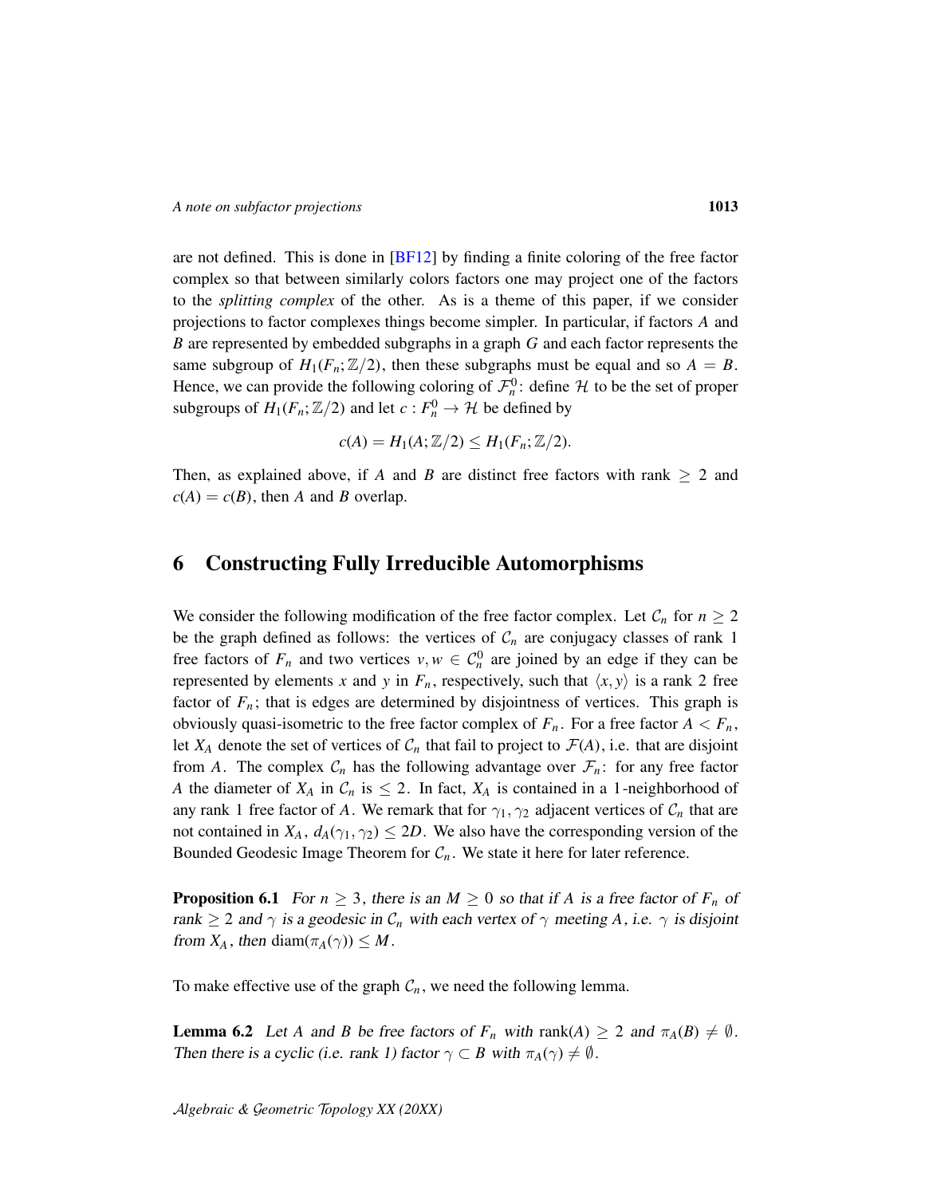are not defined. This is done in [BF12] by finding a finite coloring of the free factor complex so that between similarly colors factors one may project one of the factors to the *splitting complex* of the other. As is a theme of this paper, if we consider projections to factor complexes things become simpler. In particular, if factors $A$ and $B$ are represented by embedded subgraphs in a graph $G$ and each factor represents the same subgroup of $H_1(F_n;\mathbb{Z}/2)$, then these subgraphs must be equal and so $A = B$. Hence, we can provide the following coloring of $\mathcal{F}_n^0$: define $\mathcal{H}$ to be the set of proper subgroups of $H_1(F_n;\mathbb{Z}/2)$ and let $c : F_n^0 \to \mathcal{H}$ be defined by

$$c(A) = H_1(A;\mathbb{Z}/2) \leq H_1(F_n;\mathbb{Z}/2).$$

Then, as explained above, if $A$ and $B$ are distinct free factors with rank $\geq 2$ and $c(A) = c(B)$, then $A$ and $B$ overlap.

## 6 Constructing Fully Irreducible Automorphisms

We consider the following modification of the free factor complex. Let $\mathcal{C}_n$ for $n \geq 2$ be the graph defined as follows: the vertices of $\mathcal{C}_n$ are conjugacy classes of rank 1 free factors of $F_n$ and two vertices $v, w \in \mathcal{C}_n^0$ are joined by an edge if they can be represented by elements $x$ and $y$ in $F_n$, respectively, such that $\langle x, y\rangle$ is a rank 2 free factor of $F_n$; that is edges are determined by disjointness of vertices. This graph is obviously quasi-isometric to the free factor complex of $F_n$. For a free factor $A < F_n$, let $X_A$ denote the set of vertices of $\mathcal{C}_n$ that fail to project to $\mathcal{F}(A)$, i.e. that are disjoint from $A$. The complex $\mathcal{C}_n$ has the following advantage over $\mathcal{F}_n$: for any free factor $A$ the diameter of $X_A$ in $\mathcal{C}_n$ is $\leq 2$. In fact, $X_A$ is contained in a 1-neighborhood of any rank 1 free factor of $A$. We remark that for $\gamma_1, \gamma_2$ adjacent vertices of $\mathcal{C}_n$ that are not contained in $X_A$, $d_A(\gamma_1, \gamma_2) \leq 2D$. We also have the corresponding version of the Bounded Geodesic Image Theorem for $\mathcal{C}_n$. We state it here for later reference.

**Proposition 6.1** *For $n \geq 3$, there is an $M \geq 0$ so that if $A$ is a free factor of $F_n$ of rank $\geq 2$ and $\gamma$ is a geodesic in $\mathcal{C}_n$ with each vertex of $\gamma$ meeting $A$, i.e. $\gamma$ is disjoint from $X_A$, then $\mathrm{diam}(\pi_A(\gamma)) \leq M$.*

To make effective use of the graph $\mathcal{C}_n$, we need the following lemma.

**Lemma 6.2** *Let $A$ and $B$ be free factors of $F_n$ with $\mathrm{rank}(A) \geq 2$ and $\pi_A(B) \neq \emptyset$. Then there is a cyclic (i.e. rank 1) factor $\gamma \subset B$ with $\pi_A(\gamma) \neq \emptyset$.*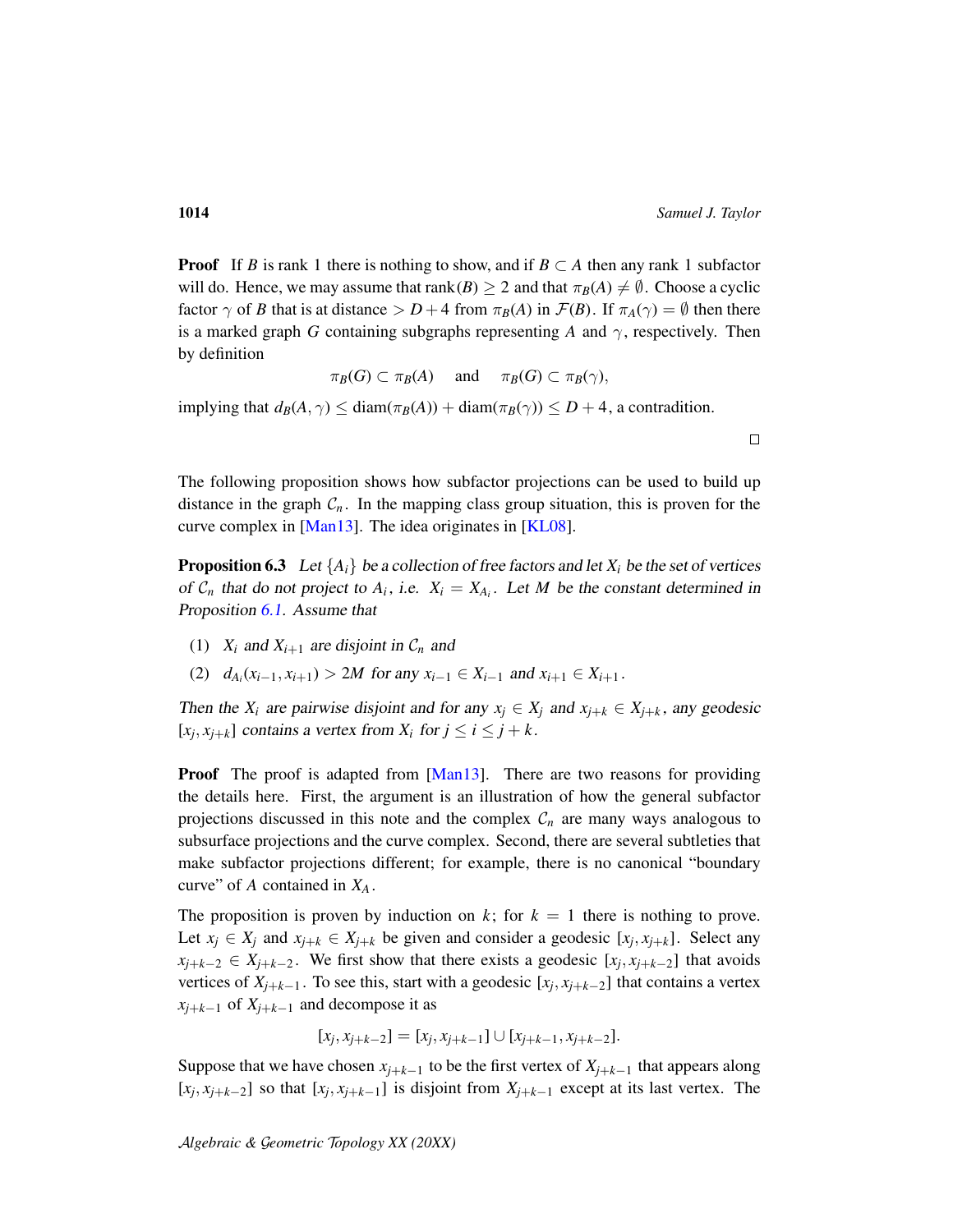**Proof** If $B$ is rank 1 there is nothing to show, and if $B \subset A$ then any rank 1 subfactor will do. Hence, we may assume that $\text{rank}(B) \geq 2$ and that $\pi_B(A) \neq \emptyset$. Choose a cyclic factor $\gamma$ of $B$ that is at distance $> D+4$ from $\pi_B(A)$ in $\mathcal{F}(B)$. If $\pi_A(\gamma) = \emptyset$ then there is a marked graph $G$ containing subgraphs representing $A$ and $\gamma$, respectively. Then by definition

$$\pi_B(G) \subset \pi_B(A) \quad \text{ and } \quad \pi_B(G) \subset \pi_B(\gamma),$$

implying that $d_B(A, \gamma) \leq \text{diam}(\pi_B(A)) + \text{diam}(\pi_B(\gamma)) \leq D+4$, a contradition.

□

The following proposition shows how subfactor projections can be used to build up distance in the graph $\mathcal{C}_n$. In the mapping class group situation, this is proven for the curve complex in [Man13]. The idea originates in [KL08].

**Proposition 6.3** *Let $\{A_i\}$ be a collection of free factors and let $X_i$ be the set of vertices of $\mathcal{C}_n$ that do not project to $A_i$, i.e. $X_i = X_{A_i}$. Let $M$ be the constant determined in Proposition 6.1. Assume that*

(1) *$X_i$ and $X_{i+1}$ are disjoint in $\mathcal{C}_n$ and*

(2) *$d_{A_i}(x_{i-1}, x_{i+1}) > 2M$ for any $x_{i-1} \in X_{i-1}$ and $x_{i+1} \in X_{i+1}$.*

*Then the $X_i$ are pairwise disjoint and for any $x_j \in X_j$ and $x_{j+k} \in X_{j+k}$, any geodesic $[x_j, x_{j+k}]$ contains a vertex from $X_i$ for $j \leq i \leq j+k$.*

**Proof** The proof is adapted from [Man13]. There are two reasons for providing the details here. First, the argument is an illustration of how the general subfactor projections discussed in this note and the complex $\mathcal{C}_n$ are many ways analogous to subsurface projections and the curve complex. Second, there are several subtleties that make subfactor projections different; for example, there is no canonical "boundary curve" of $A$ contained in $X_A$.

The proposition is proven by induction on $k$; for $k = 1$ there is nothing to prove. Let $x_j \in X_j$ and $x_{j+k} \in X_{j+k}$ be given and consider a geodesic $[x_j, x_{j+k}]$. Select any $x_{j+k-2} \in X_{j+k-2}$. We first show that there exists a geodesic $[x_j, x_{j+k-2}]$ that avoids vertices of $X_{j+k-1}$. To see this, start with a geodesic $[x_j, x_{j+k-2}]$ that contains a vertex $x_{j+k-1}$ of $X_{j+k-1}$ and decompose it as

$$[x_j, x_{j+k-2}] = [x_j, x_{j+k-1}] \cup [x_{j+k-1}, x_{j+k-2}].$$

Suppose that we have chosen $x_{j+k-1}$ to be the first vertex of $X_{j+k-1}$ that appears along $[x_j, x_{j+k-2}]$ so that $[x_j, x_{j+k-1}]$ is disjoint from $X_{j+k-1}$ except at its last vertex. The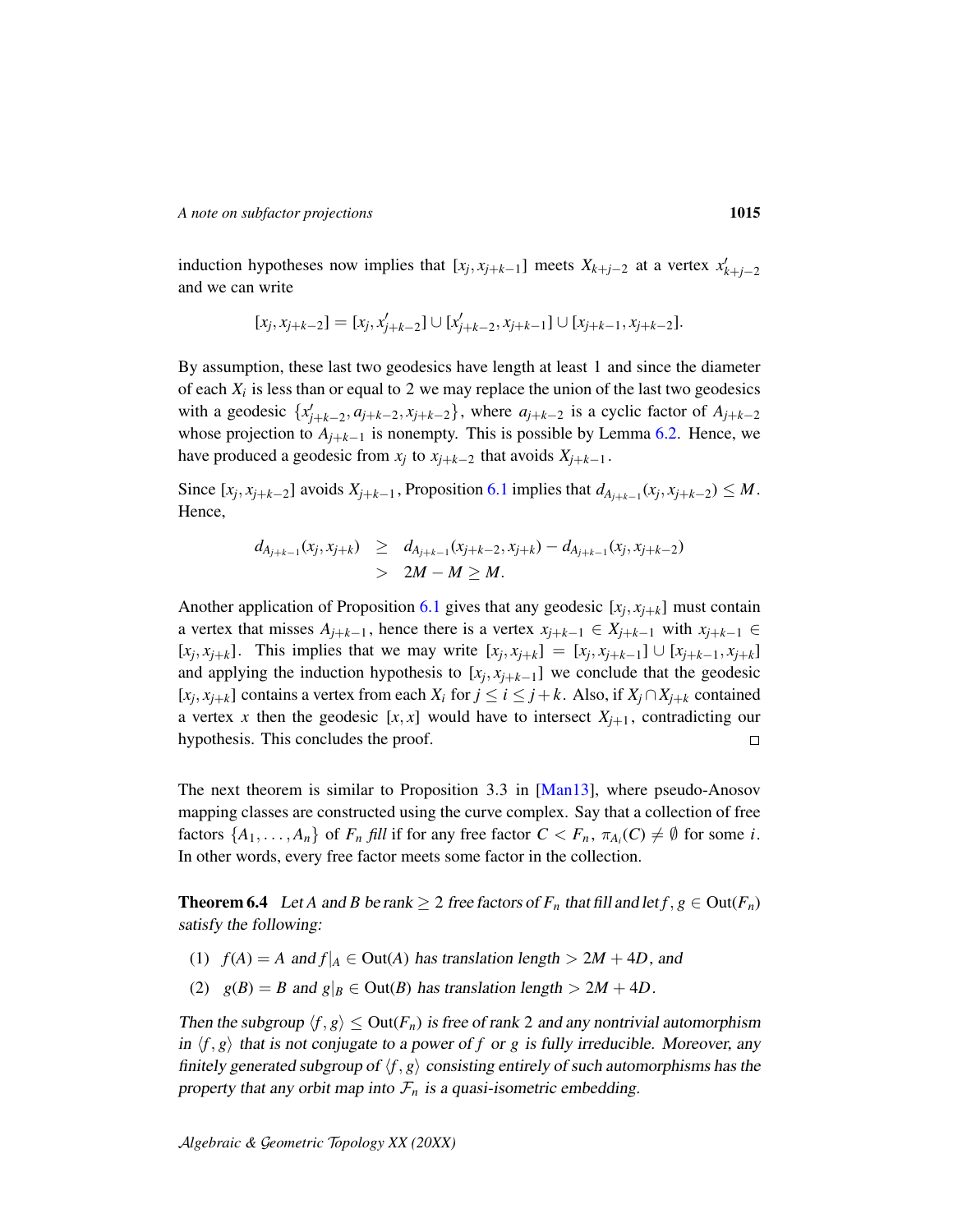induction hypotheses now implies that $[x_j, x_{j+k-1}]$ meets $X_{k+j-2}$ at a vertex $x'_{k+j-2}$ and we can write

$$[x_j, x_{j+k-2}] = [x_j, x'_{j+k-2}] \cup [x'_{j+k-2}, x_{j+k-1}] \cup [x_{j+k-1}, x_{j+k-2}].$$

By assumption, these last two geodesics have length at least 1 and since the diameter of each $X_i$ is less than or equal to 2 we may replace the union of the last two geodesics with a geodesic $\{x'_{j+k-2}, a_{j+k-2}, x_{j+k-2}\}$, where $a_{j+k-2}$ is a cyclic factor of $A_{j+k-2}$ whose projection to $A_{j+k-1}$ is nonempty. This is possible by Lemma 6.2. Hence, we have produced a geodesic from $x_j$ to $x_{j+k-2}$ that avoids $X_{j+k-1}$.

Since $[x_j, x_{j+k-2}]$ avoids $X_{j+k-1}$, Proposition 6.1 implies that $d_{A_{j+k-1}}(x_j, x_{j+k-2}) \leq M$. Hence,

$$\begin{aligned} d_{A_{j+k-1}}(x_j, x_{j+k}) &\geq d_{A_{j+k-1}}(x_{j+k-2}, x_{j+k}) - d_{A_{j+k-1}}(x_j, x_{j+k-2}) \\ &> 2M - M \geq M. \end{aligned}$$

Another application of Proposition 6.1 gives that any geodesic $[x_j, x_{j+k}]$ must contain a vertex that misses $A_{j+k-1}$, hence there is a vertex $x_{j+k-1} \in X_{j+k-1}$ with $x_{j+k-1} \in [x_j, x_{j+k}]$. This implies that we may write $[x_j, x_{j+k}] = [x_j, x_{j+k-1}] \cup [x_{j+k-1}, x_{j+k}]$ and applying the induction hypothesis to $[x_j, x_{j+k-1}]$ we conclude that the geodesic $[x_j, x_{j+k}]$ contains a vertex from each $X_i$ for $j \leq i \leq j+k$. Also, if $X_j \cap X_{j+k}$ contained a vertex $x$ then the geodesic $[x, x]$ would have to intersect $X_{j+1}$, contradicting our hypothesis. This concludes the proof. □

The next theorem is similar to Proposition 3.3 in [Man13], where pseudo-Anosov mapping classes are constructed using the curve complex. Say that a collection of free factors $\{A_1, \ldots, A_n\}$ of $F_n$ *fill* if for any free factor $C < F_n$, $\pi_{A_i}(C) \neq \emptyset$ for some $i$. In other words, every free factor meets some factor in the collection.

**Theorem 6.4** *Let $A$ and $B$ be rank $\geq 2$ free factors of $F_n$ that fill and let $f, g \in \mathrm{Out}(F_n)$ satisfy the following:*

1. *$f(A) = A$ and $f|_A \in \mathrm{Out}(A)$ has translation length $> 2M + 4D$, and*
2. *$g(B) = B$ and $g|_B \in \mathrm{Out}(B)$ has translation length $> 2M + 4D$.*

*Then the subgroup $\langle f, g \rangle \leq \mathrm{Out}(F_n)$ is free of rank 2 and any nontrivial automorphism in $\langle f, g \rangle$ that is not conjugate to a power of $f$ or $g$ is fully irreducible. Moreover, any finitely generated subgroup of $\langle f, g \rangle$ consisting entirely of such automorphisms has the property that any orbit map into $\mathcal{F}_n$ is a quasi-isometric embedding.*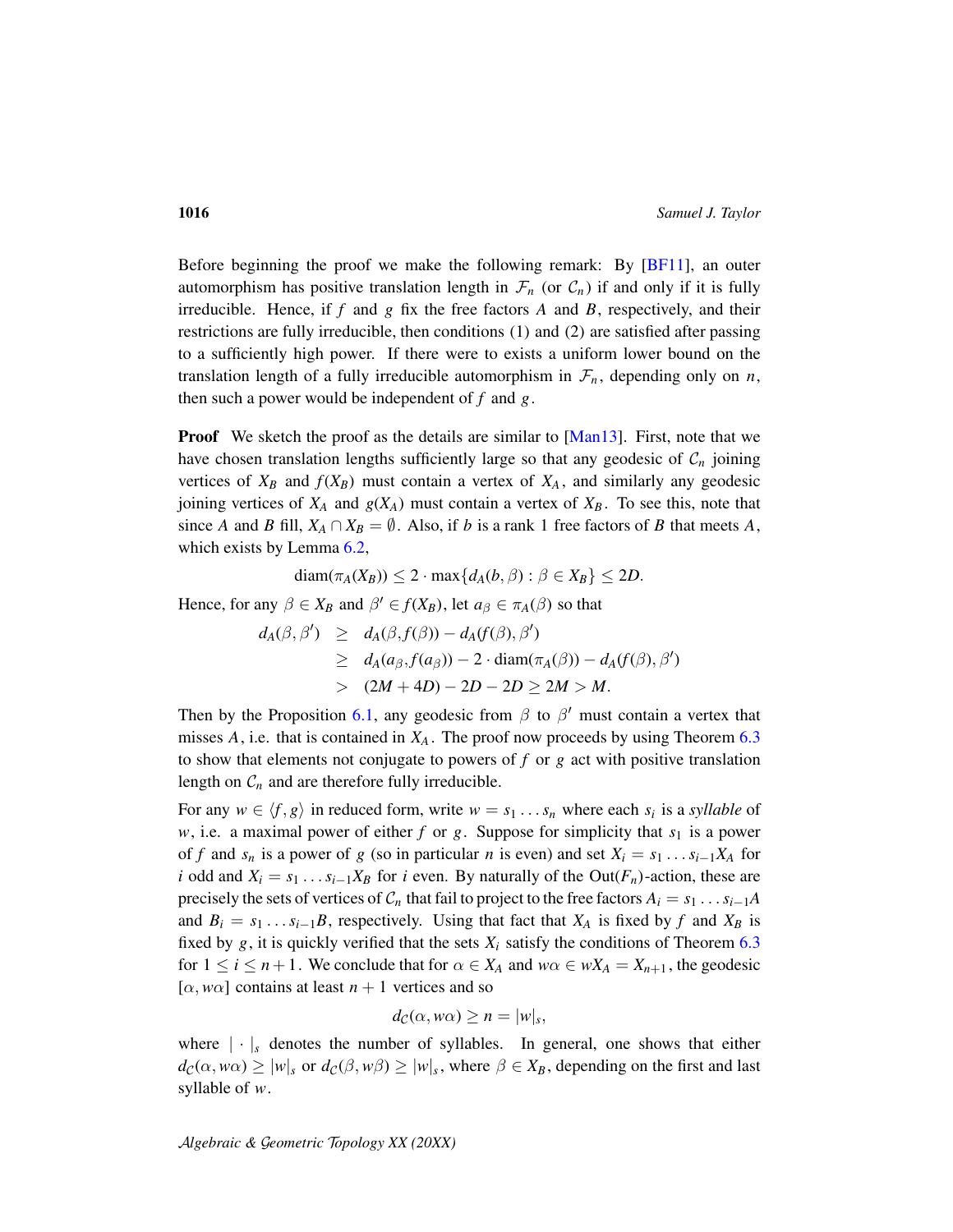Before beginning the proof we make the following remark: By [BF11], an outer automorphism has positive translation length in $\mathcal{F}_n$ (or $\mathcal{C}_n$) if and only if it is fully irreducible. Hence, if $f$ and $g$ fix the free factors $A$ and $B$, respectively, and their restrictions are fully irreducible, then conditions (1) and (2) are satisfied after passing to a sufficiently high power. If there were to exists a uniform lower bound on the translation length of a fully irreducible automorphism in $\mathcal{F}_n$, depending only on $n$, then such a power would be independent of $f$ and $g$.

**Proof** We sketch the proof as the details are similar to [Man13]. First, note that we have chosen translation lengths sufficiently large so that any geodesic of $\mathcal{C}_n$ joining vertices of $X_B$ and $f(X_B)$ must contain a vertex of $X_A$, and similarly any geodesic joining vertices of $X_A$ and $g(X_A)$ must contain a vertex of $X_B$. To see this, note that since $A$ and $B$ fill, $X_A \cap X_B = \emptyset$. Also, if $b$ is a rank 1 free factors of $B$ that meets $A$, which exists by Lemma 6.2,

$$\operatorname{diam}(\pi_A(X_B)) \leq 2 \cdot \max\{d_A(b, \beta) : \beta \in X_B\} \leq 2D.$$

Hence, for any $\beta \in X_B$ and $\beta' \in f(X_B)$, let $a_\beta \in \pi_A(\beta)$ so that

$$\begin{aligned} d_A(\beta, \beta') &\geq d_A(\beta, f(\beta)) - d_A(f(\beta), \beta') \\ &\geq d_A(a_\beta, f(a_\beta)) - 2 \cdot \operatorname{diam}(\pi_A(\beta)) - d_A(f(\beta), \beta') \\ &> (2M + 4D) - 2D - 2D \geq 2M > M. \end{aligned}$$

Then by the Proposition 6.1, any geodesic from $\beta$ to $\beta'$ must contain a vertex that misses $A$, i.e. that is contained in $X_A$. The proof now proceeds by using Theorem 6.3 to show that elements not conjugate to powers of $f$ or $g$ act with positive translation length on $\mathcal{C}_n$ and are therefore fully irreducible.

For any $w \in \langle f, g \rangle$ in reduced form, write $w = s_1 \ldots s_n$ where each $s_i$ is a *syllable* of $w$, i.e. a maximal power of either $f$ or $g$. Suppose for simplicity that $s_1$ is a power of $f$ and $s_n$ is a power of $g$ (so in particular $n$ is even) and set $X_i = s_1 \ldots s_{i-1} X_A$ for $i$ odd and $X_i = s_1 \ldots s_{i-1} X_B$ for $i$ even. By naturally of the $\operatorname{Out}(F_n)$-action, these are precisely the sets of vertices of $\mathcal{C}_n$ that fail to project to the free factors $A_i = s_1 \ldots s_{i-1} A$ and $B_i = s_1 \ldots s_{i-1} B$, respectively. Using that fact that $X_A$ is fixed by $f$ and $X_B$ is fixed by $g$, it is quickly verified that the sets $X_i$ satisfy the conditions of Theorem 6.3 for $1 \leq i \leq n+1$. We conclude that for $\alpha \in X_A$ and $w\alpha \in wX_A = X_{n+1}$, the geodesic $[\alpha, w\alpha]$ contains at least $n+1$ vertices and so

$$d_{\mathcal{C}}(\alpha, w\alpha) \geq n = |w|_s,$$

where $|\cdot|_s$ denotes the number of syllables. In general, one shows that either $d_{\mathcal{C}}(\alpha, w\alpha) \geq |w|_s$ or $d_{\mathcal{C}}(\beta, w\beta) \geq |w|_s$, where $\beta \in X_B$, depending on the first and last syllable of $w$.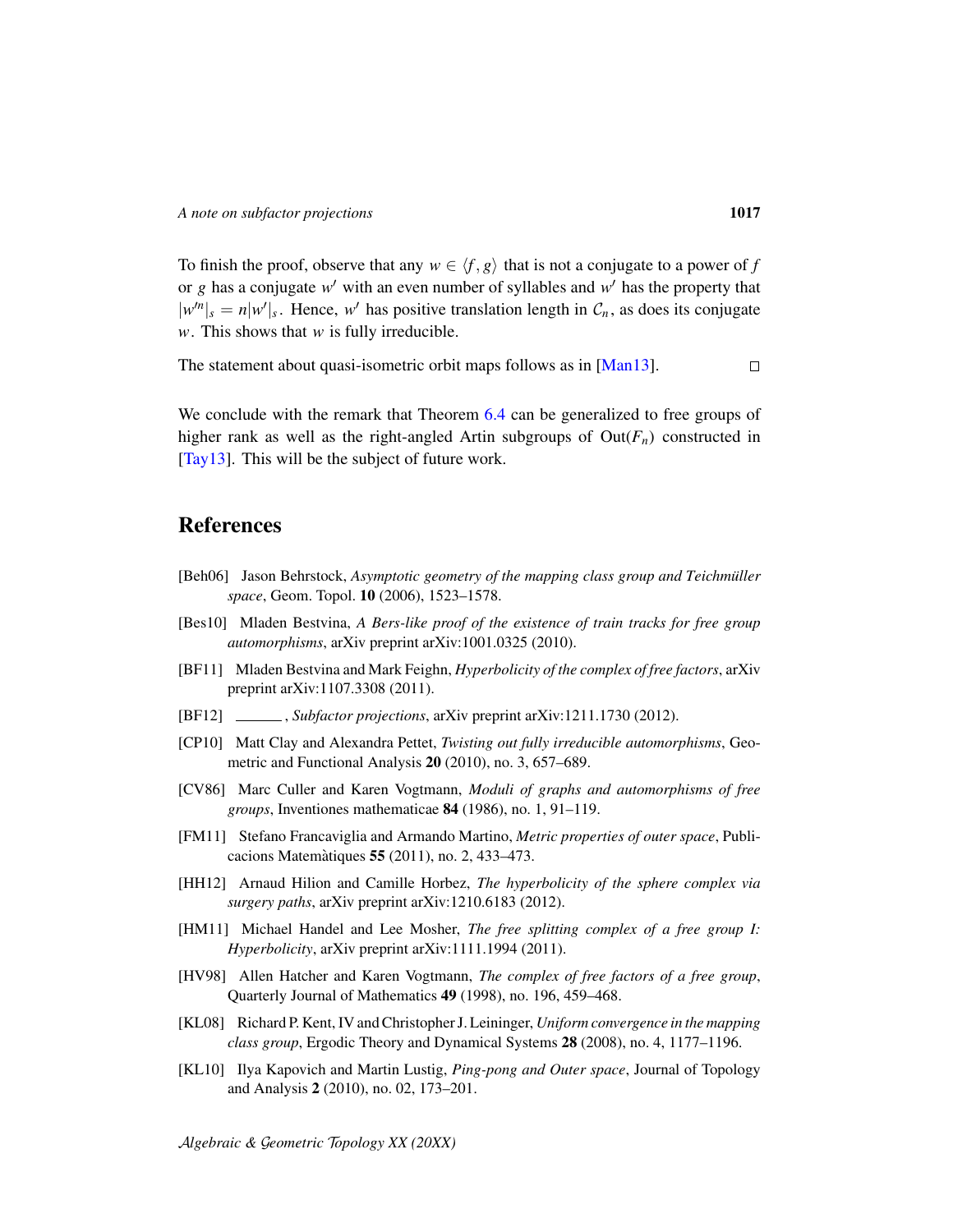To finish the proof, observe that any $w \in \langle f, g \rangle$ that is not a conjugate to a power of $f$ or $g$ has a conjugate $w'$ with an even number of syllables and $w'$ has the property that $|w'^n|_s = n|w'|_s$. Hence, $w'$ has positive translation length in $\mathcal{C}_n$, as does its conjugate $w$. This shows that $w$ is fully irreducible.

The statement about quasi-isometric orbit maps follows as in [Man13]. □

We conclude with the remark that Theorem 6.4 can be generalized to free groups of higher rank as well as the right-angled Artin subgroups of $\mathrm{Out}(F_n)$ constructed in [Tay13]. This will be the subject of future work.

## References

[Beh06] Jason Behrstock, *Asymptotic geometry of the mapping class group and Teichmüller space*, Geom. Topol. **10** (2006), 1523–1578.

[Bes10] Mladen Bestvina, *A Bers-like proof of the existence of train tracks for free group automorphisms*, arXiv preprint arXiv:1001.0325 (2010).

[BF11] Mladen Bestvina and Mark Feighn, *Hyperbolicity of the complex of free factors*, arXiv preprint arXiv:1107.3308 (2011).

[BF12] ______ , *Subfactor projections*, arXiv preprint arXiv:1211.1730 (2012).

[CP10] Matt Clay and Alexandra Pettet, *Twisting out fully irreducible automorphisms*, Geometric and Functional Analysis **20** (2010), no. 3, 657–689.

[CV86] Marc Culler and Karen Vogtmann, *Moduli of graphs and automorphisms of free groups*, Inventiones mathematicae **84** (1986), no. 1, 91–119.

[FM11] Stefano Francaviglia and Armando Martino, *Metric properties of outer space*, Publicacions Matemàtiques **55** (2011), no. 2, 433–473.

[HH12] Arnaud Hilion and Camille Horbez, *The hyperbolicity of the sphere complex via surgery paths*, arXiv preprint arXiv:1210.6183 (2012).

[HM11] Michael Handel and Lee Mosher, *The free splitting complex of a free group I: Hyperbolicity*, arXiv preprint arXiv:1111.1994 (2011).

[HV98] Allen Hatcher and Karen Vogtmann, *The complex of free factors of a free group*, Quarterly Journal of Mathematics **49** (1998), no. 196, 459–468.

[KL08] Richard P. Kent, IV and Christopher J. Leininger, *Uniform convergence in the mapping class group*, Ergodic Theory and Dynamical Systems **28** (2008), no. 4, 1177–1196.

[KL10] Ilya Kapovich and Martin Lustig, *Ping-pong and Outer space*, Journal of Topology and Analysis **2** (2010), no. 02, 173–201.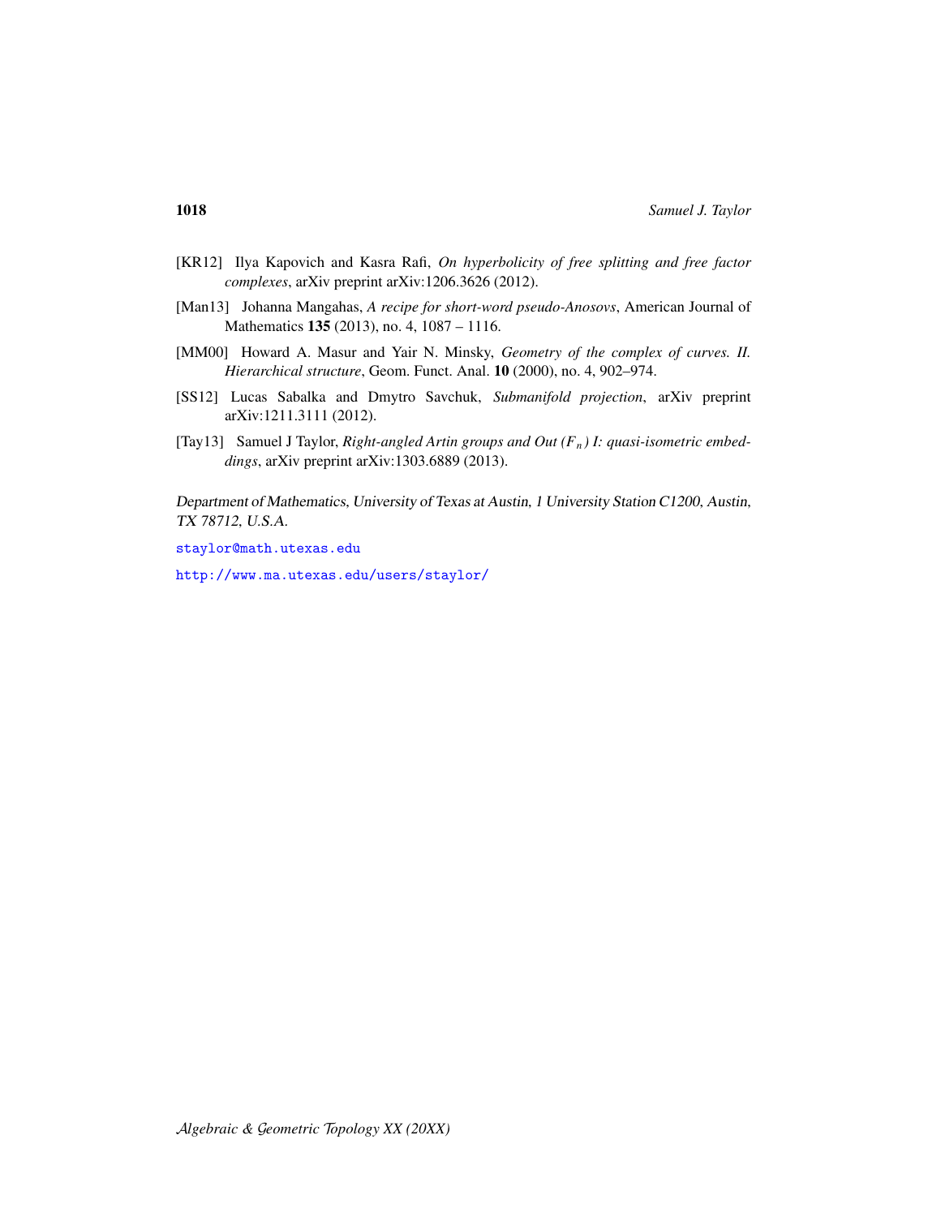[KR12] Ilya Kapovich and Kasra Rafi, *On hyperbolicity of free splitting and free factor complexes*, arXiv preprint arXiv:1206.3626 (2012).

[Man13] Johanna Mangahas, *A recipe for short-word pseudo-Anosovs*, American Journal of Mathematics **135** (2013), no. 4, 1087 – 1116.

[MM00] Howard A. Masur and Yair N. Minsky, *Geometry of the complex of curves. II. Hierarchical structure*, Geom. Funct. Anal. **10** (2000), no. 4, 902–974.

[SS12] Lucas Sabalka and Dmytro Savchuk, *Submanifold projection*, arXiv preprint arXiv:1211.3111 (2012).

[Tay13] Samuel J Taylor, *Right-angled Artin groups and Out $(F_n)$ I: quasi-isometric embeddings*, arXiv preprint arXiv:1303.6889 (2013).

*Department of Mathematics, University of Texas at Austin, 1 University Station C1200, Austin, TX 78712, U.S.A.*

staylor@math.utexas.edu

http://www.ma.utexas.edu/users/staylor/